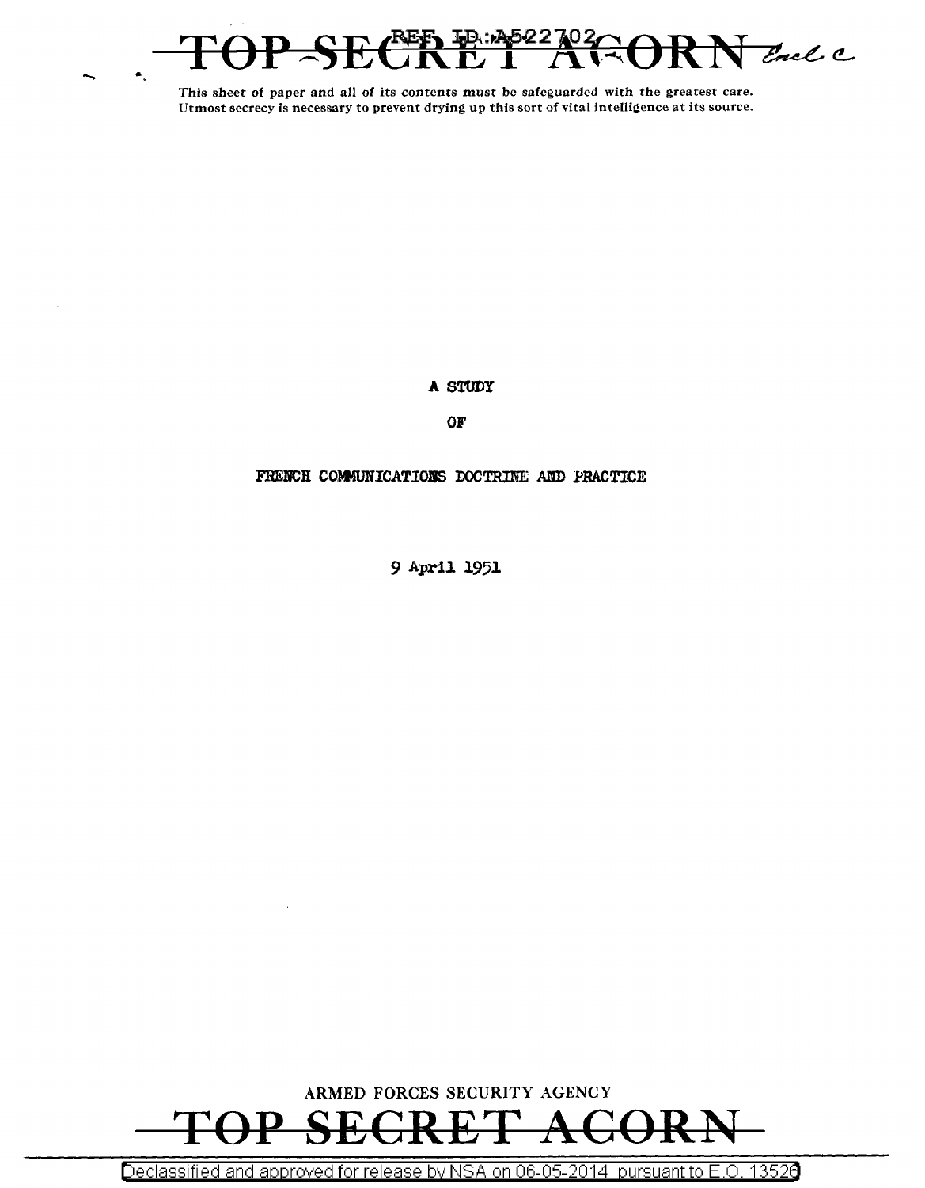TOP SECRET ACORN Encl c

This sheet of paper and all of its contents must be safeguarded with the greatest care.
Utmost secrecy is necessary to prevent drying up this sort of vital intelligence at its source.

# A STUDY

# OF

# FRENCH COMMUNICATIONS DOCTRINE AND PRACTICE

9 April 1951

ARMED FORCES SECURITY AGENCY

TOP SECRET ACORN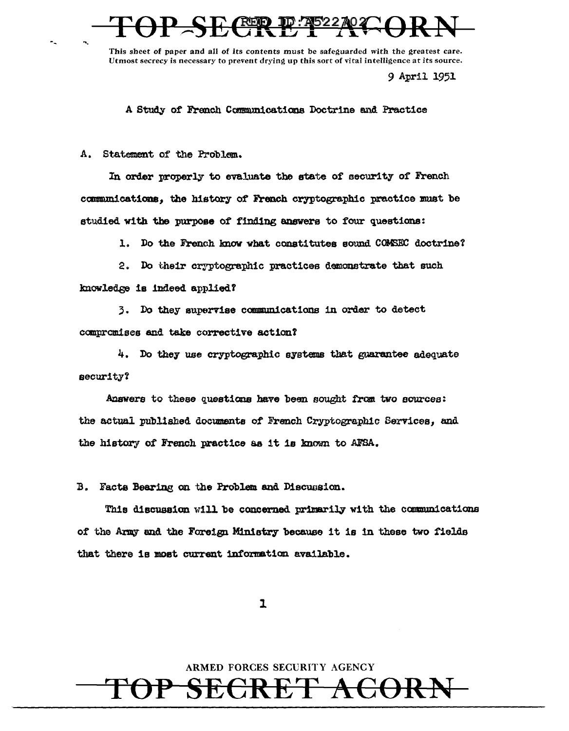This sheet of paper and all of its contents must be safeguarded with the greatest care. Utmost secrecy is necessary to prevent drying up this sort of vital intelligence at its source.

9 April 1951

A Study of French Communications Doctrine and Practice

A. Statement of the Problem.

In order properly to evaluate the state of security of French communications, the history of French cryptographic practice must be studied with the purpose of finding answers to four questions:

1. Do the French know what constitutes sound COMSEC doctrine?

2. Do their cryptographic practices demonstrate that such knowledge is indeed applied?

3. Do they supervise communications in order to detect compromises and take corrective action?

4. Do they use cryptographic systems that guarantee adequate security?

Answers to these questions have been sought from two sources: the actual published documents of French Cryptographic Services, and the history of French practice as it is known to AFSA.

B. Facts Bearing on the Problem and Discussion.

This discussion will be concerned primarily with the communications of the Army and the Foreign Ministry because it is in these two fields that there is most current information available.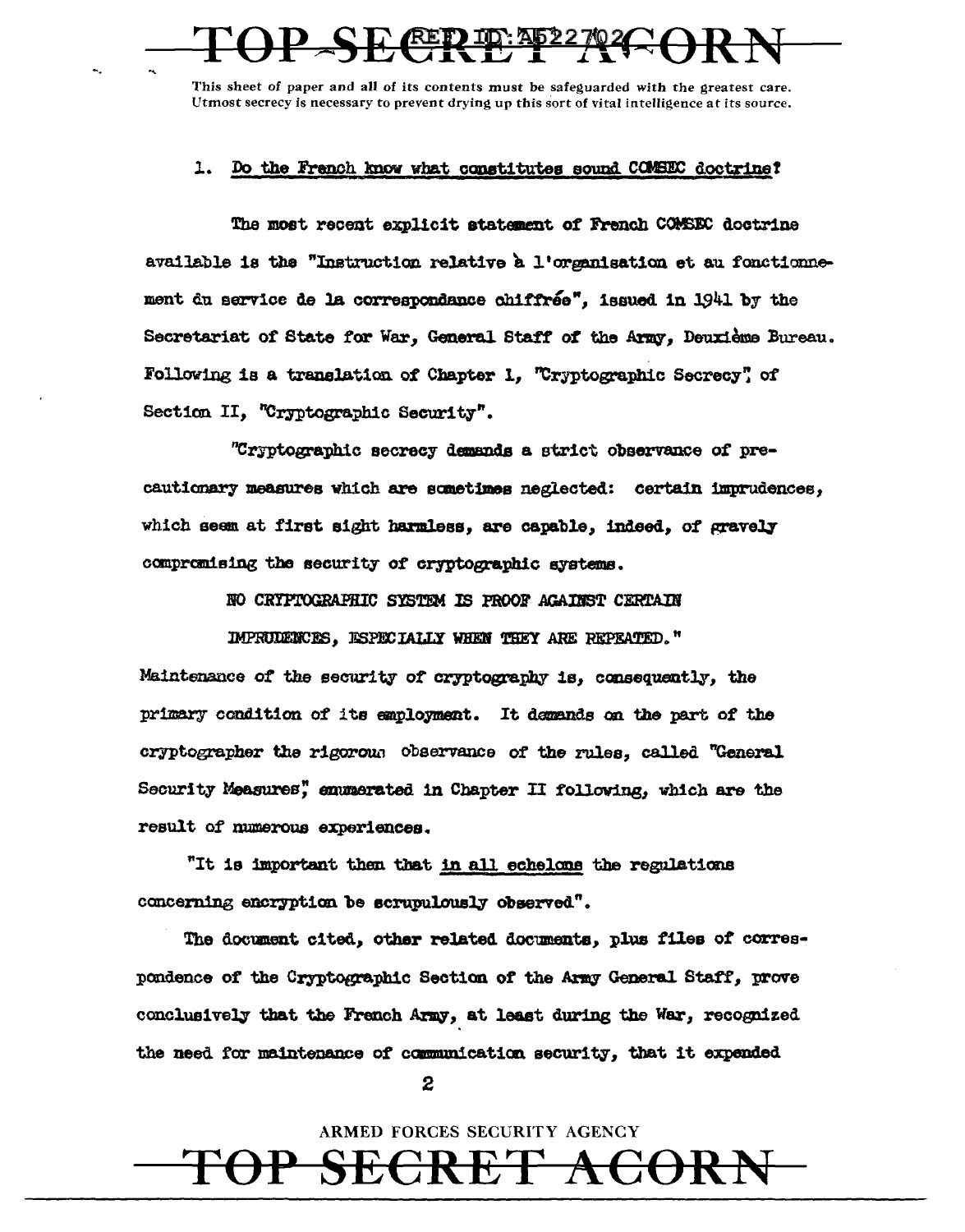This sheet of paper and all of its contents must be safeguarded with the greatest care. Utmost secrecy is necessary to prevent drying up this sort of vital intelligence at its source.

1. Do the French know what constitutes sound COMSEC doctrine?

The most recent explicit statement of French COMSEC doctrine available is the "Instruction relative à l'organisation et au fonctionnement du service de la correspondance chiffrée", issued in 1941 by the Secretariat of State for War, General Staff of the Army, Deuxième Bureau. Following is a translation of Chapter 1, "Cryptographic Secrecy", of Section II, "Cryptographic Security".

"Cryptographic secrecy demands a strict observance of precautionary measures which are sometimes neglected: certain imprudences, which seem at first sight harmless, are capable, indeed, of gravely compromising the security of cryptographic systems.

NO CRYPTOGRAPHIC SYSTEM IS PROOF AGAINST CERTAIN IMPRUDENCES, ESPECIALLY WHEN THEY ARE REPEATED."

Maintenance of the security of cryptography is, consequently, the primary condition of its employment. It demands on the part of the cryptographer the rigorous observance of the rules, called "General Security Measures", enumerated in Chapter II following, which are the result of numerous experiences.

"It is important then that in all echelons the regulations concerning encryption be scrupulously observed".

The document cited, other related documents, plus files of correspondence of the Cryptographic Section of the Army General Staff, prove conclusively that the French Army, at least during the War, recognized the need for maintenance of communication security, that it expended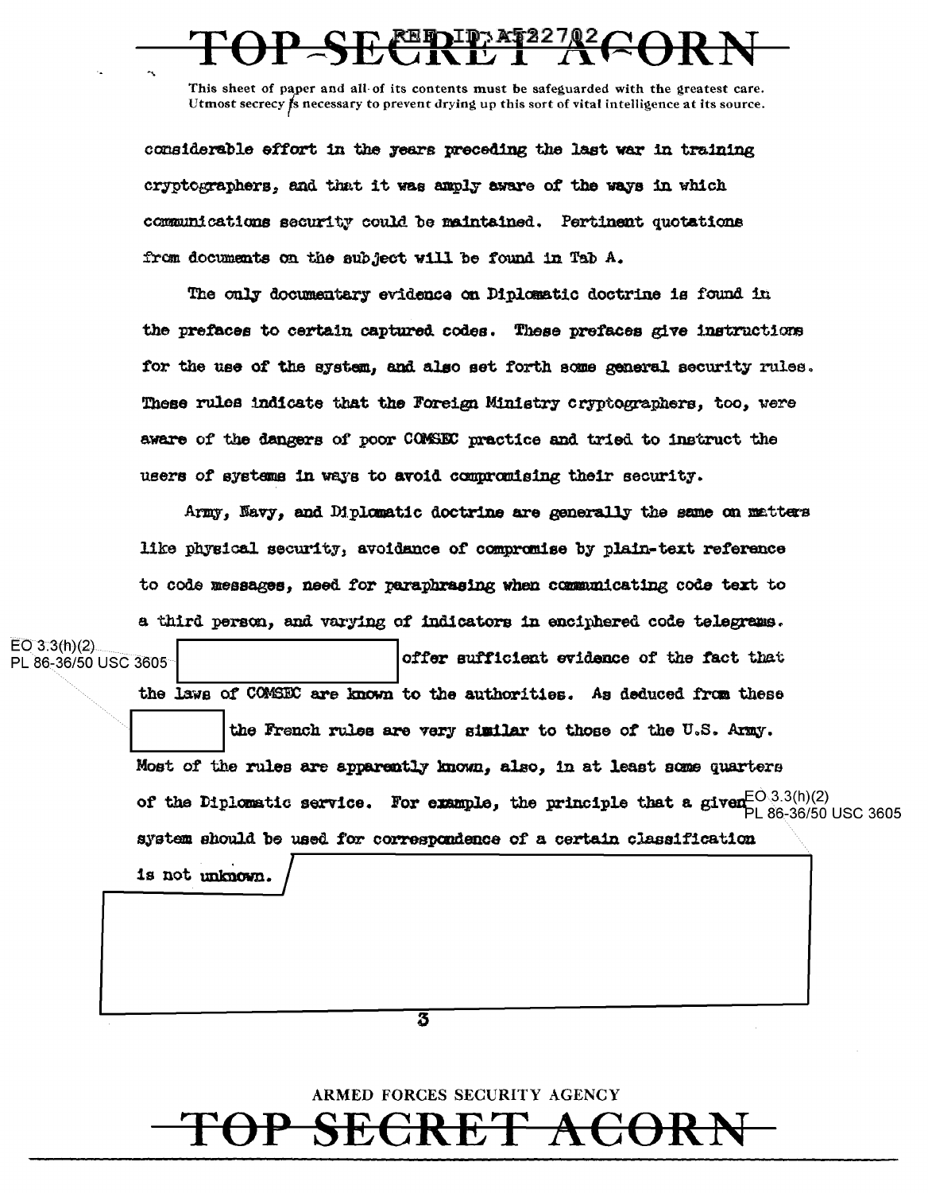considerable effort in the years preceding the last war in training cryptographers, and that it was amply aware of the ways in which communications security could be maintained. Pertinent quotations from documents on the subject will be found in Tab A.

The only documentary evidence on Diplomatic doctrine is found in the prefaces to certain captured codes. These prefaces give instructions for the use of the system, and also set forth some general security rules. These rules indicate that the Foreign Ministry cryptographers, too, were aware of the dangers of poor COMSEC practice and tried to instruct the users of systems in ways to avoid compromising their security.

Army, Navy, and Diplomatic doctrine are generally the same on matters like physical security, avoidance of compromise by plain-text reference to code messages, need for paraphrasing when communicating code text to a third person, and varying of indicators in enciphered code telegrams. [EO 3.3(h)(2) PL 86-36/50 USC 3605] offer sufficient evidence of the fact that the laws of COMSEC are known to the authorities. As deduced from these [redacted] the French rules are very similar to those of the U.S. Army. Most of the rules are apparently known, also, in at least some quarters of the Diplomatic service. For example, the principle that a given system should be used for correspondence of a certain classification is not unknown. [EO 3.3(h)(2) PL 86-36/50 USC 3605]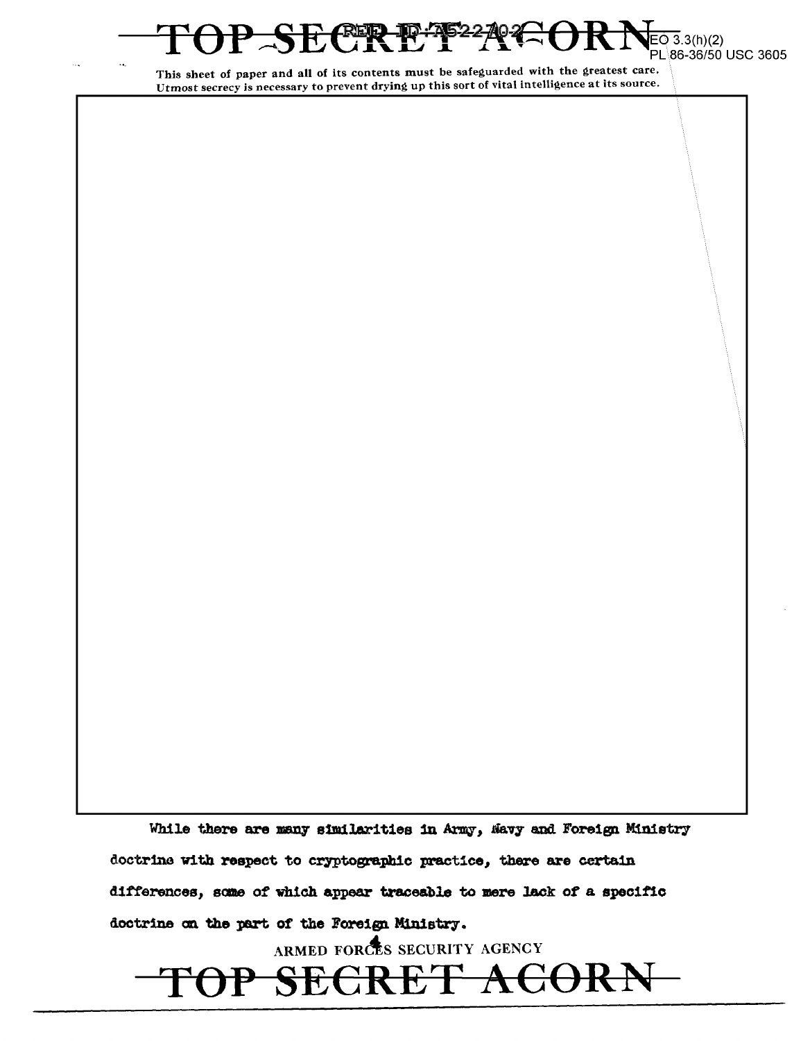This sheet of paper and all of its contents must be safeguarded with the greatest care. Utmost secrecy is necessary to prevent drying up this sort of vital intelligence at its source.

EO 3.3(h)(2)
PL 86-36/50 USC 3605

While there are many similarities in Army, Navy and Foreign Ministry doctrine with respect to cryptographic practice, there are certain differences, some of which appear traceable to mere lack of a specific doctrine on the part of the Foreign Ministry.

ARMED FORCES SECURITY AGENCY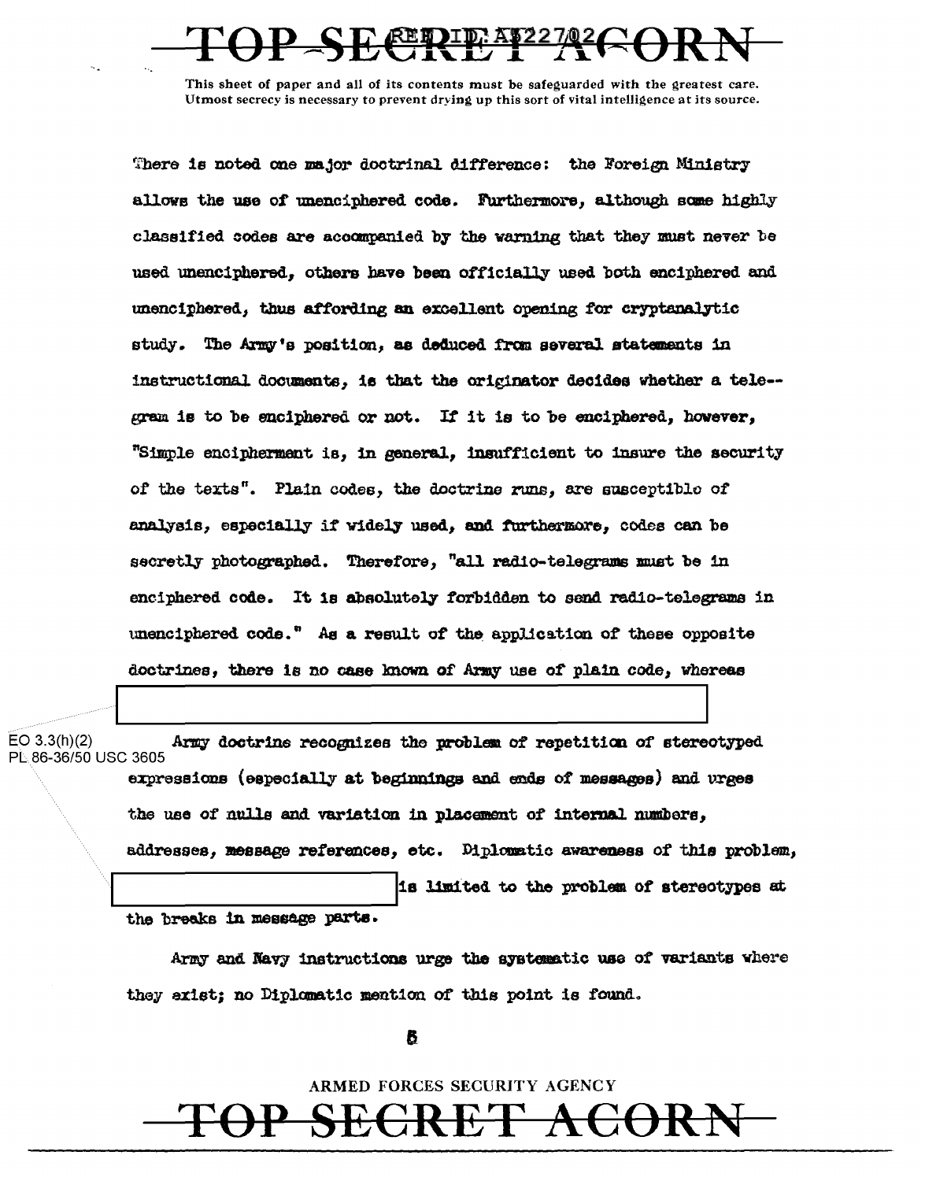There is noted one major doctrinal difference: the Foreign Ministry allows the use of unenciphered code. Furthermore, although some highly classified codes are accompanied by the warning that they must never be used unenciphered, others have been officially used both enciphered and unenciphered, thus affording an excellent opening for cryptanalytic study. The Army's position, as deduced from several statements in instructional documents, is that the originator decides whether a telegram is to be enciphered or not. If it is to be enciphered, however, "Simple encipherment is, in general, insufficient to insure the security of the texts". Plain codes, the doctrine runs, are susceptible of analysis, especially if widely used, and furthermore, codes can be secretly photographed. Therefore, "all radio-telegrams must be in enciphered code. It is absolutely forbidden to send radio-telegrams in unenciphered code." As a result of the application of these opposite doctrines, there is no case known of Army use of plain code, whereas

Army doctrine recognizes the problem of repetition of stereotyped expressions (especially at beginnings and ends of messages) and urges the use of nulls and variation in placement of internal numbers, addresses, message references, etc. Diplomatic awareness of this problem, is limited to the problem of stereotypes at the breaks in message parts.

Army and Navy instructions urge the systematic use of variants where they exist; no Diplomatic mention of this point is found.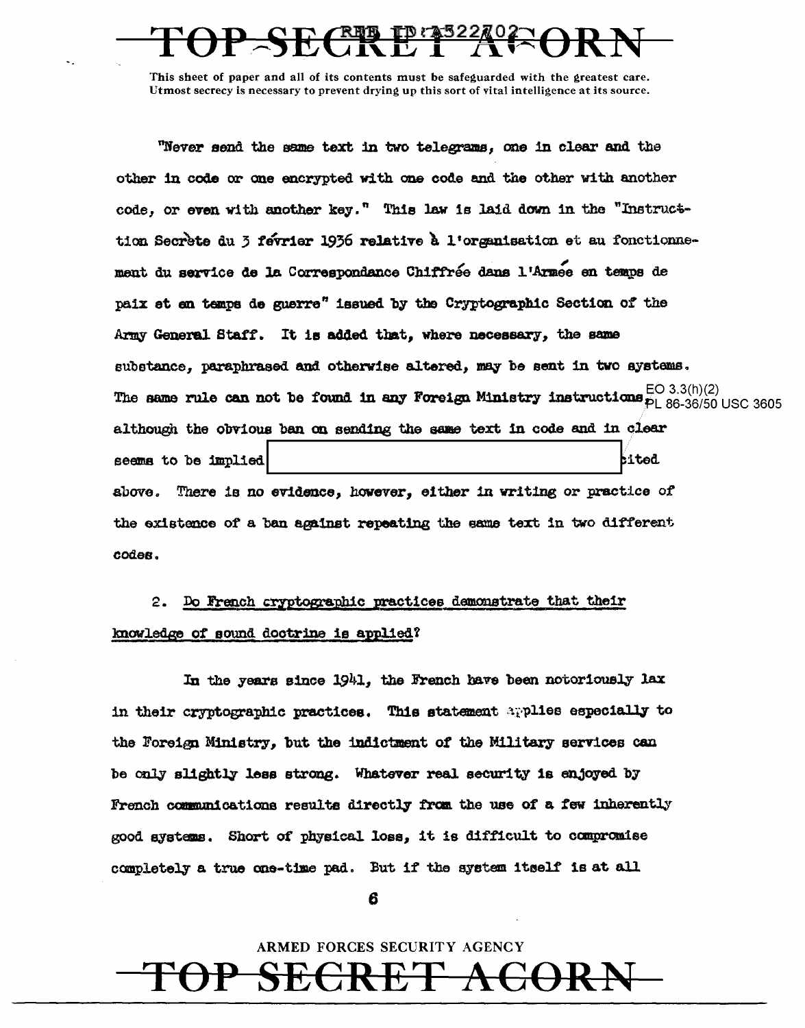"Never send the same text in two telegrams, one in clear and the other in code or one encrypted with one code and the other with another code, or even with another key." This law is laid down in the "Instruction Secrète du 3 février 1936 relative à l'organisation et au fonctionnement du service de la Correspondance Chiffrée dans l'Armée en temps de paix et en temps de guerre" issued by the Cryptographic Section of the Army General Staff. It is added that, where necessary, the same substance, paraphrased and otherwise altered, may be sent in two systems. The same rule can not be found in any Foreign Ministry instructions although the obvious ban on sending the same text in code and in clear seems to be implied [redacted] cited above. There is no evidence, however, either in writing or practice of the existence of a ban against repeating the same text in two different codes.

2. Do French cryptographic practices demonstrate that their knowledge of sound doctrine is applied?

In the years since 1941, the French have been notoriously lax in their cryptographic practices. This statement applies especially to the Foreign Ministry, but the indictment of the Military services can be only slightly less strong. Whatever real security is enjoyed by French communications results directly from the use of a few inherently good systems. Short of physical loss, it is difficult to compromise completely a true one-time pad. But if the system itself is at all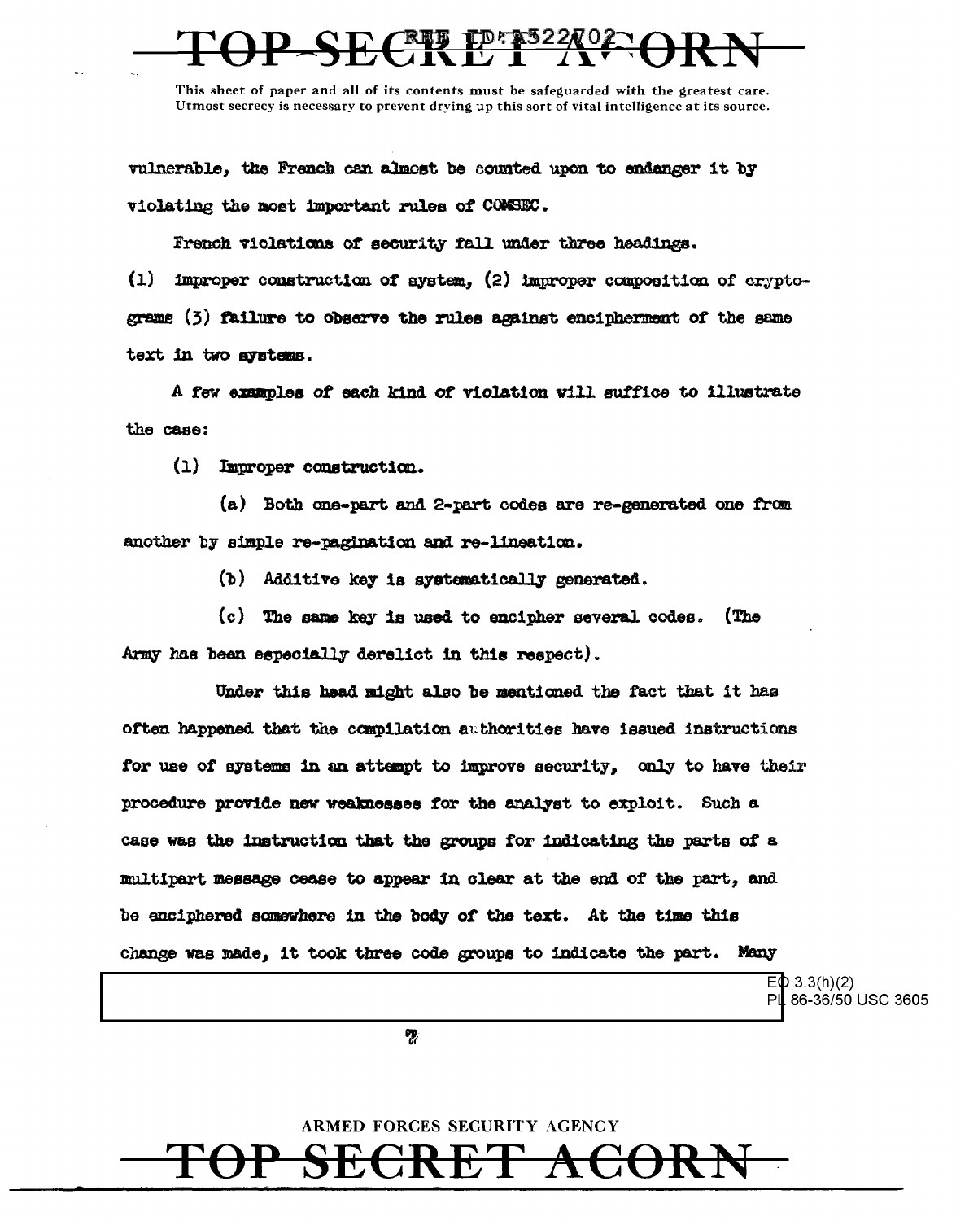vulnerable, the French can almost be counted upon to endanger it by violating the most important rules of COMSEC.

French violations of security fall under three headings. (1) improper construction of system, (2) improper composition of cryptograms (3) failure to observe the rules against encipherment of the same text in two systems.

A few examples of each kind of violation will suffice to illustrate the case:

(1) Improper construction.

(a) Both one-part and 2-part codes are re-generated one from another by simple re-pagination and re-lineation.

(b) Additive key is systematically generated.

(c) The same key is used to encipher several codes. (The Army has been especially derelict in this respect).

Under this head might also be mentioned the fact that it has often happened that the compilation authorities have issued instructions for use of systems in an attempt to improve security, only to have their procedure provide new weaknesses for the analyst to exploit. Such a case was the instruction that the groups for indicating the parts of a multipart message cease to appear in clear at the end of the part, and be enciphered somewhere in the body of the text. At the time this change was made, it took three code groups to indicate the part. Many

EO 3.3(h)(2)
PL 86-36/50 USC 3605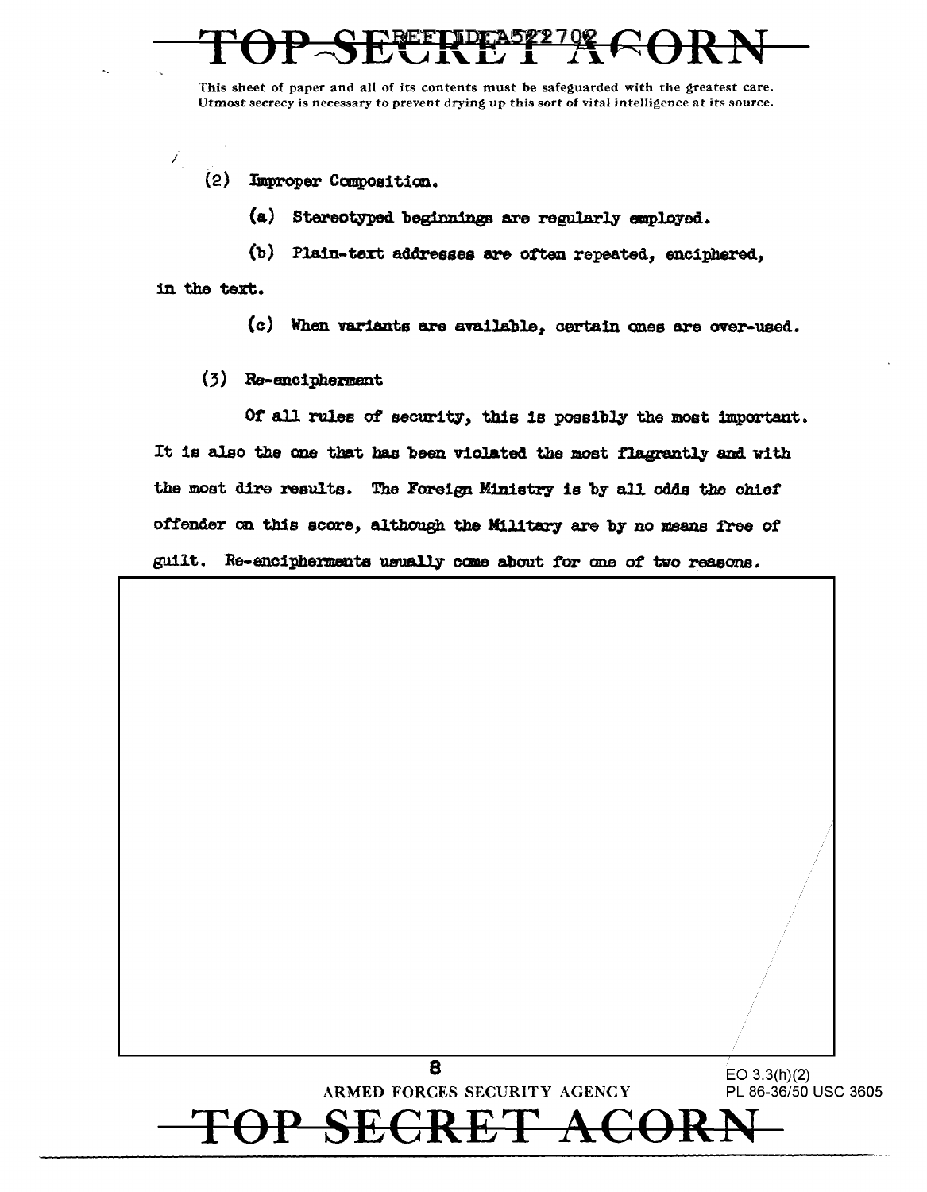This sheet of paper and all of its contents must be safeguarded with the greatest care. Utmost secrecy is necessary to prevent drying up this sort of vital intelligence at its source.

(2) Improper Composition.

(a) Stereotyped beginnings are regularly employed.

(b) Plain-text addresses are often repeated, enciphered, in the text.

(c) When variants are available, certain ones are over-used.

(3) Re-encipherment

Of all rules of security, this is possibly the most important. It is also the one that has been violated the most flagrantly and with the most dire results. The Foreign Ministry is by all odds the chief offender on this score, although the Military are by no means free of guilt. Re-encipherments usually come about for one of two reasons.

EO 3.3(h)(2)
PL 86-36/50 USC 3605

ARMED FORCES SECURITY AGENCY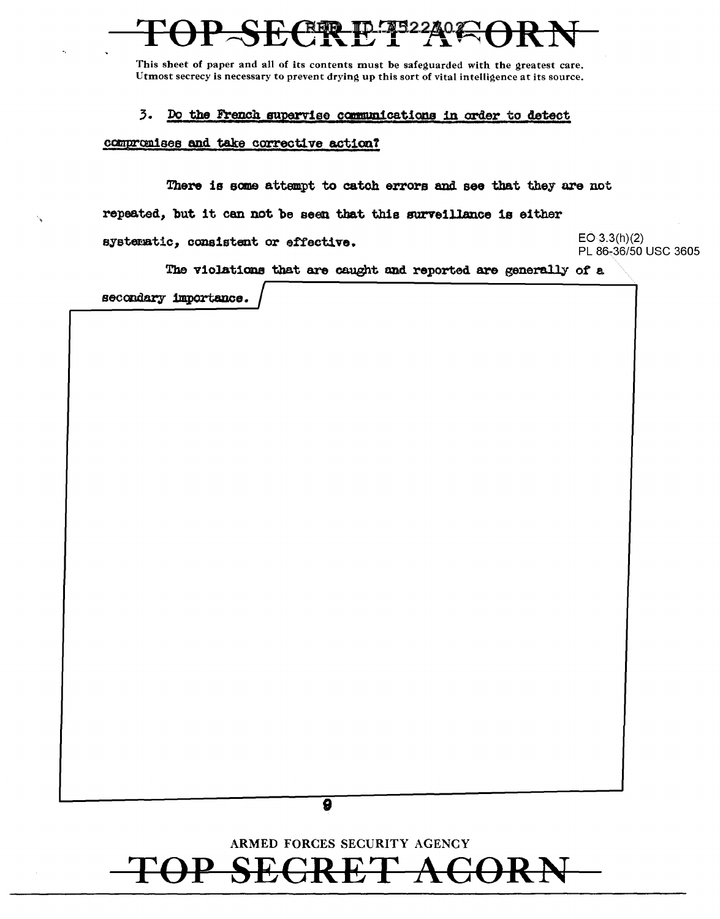This sheet of paper and all of its contents must be safeguarded with the greatest care.
Utmost secrecy is necessary to prevent drying up this sort of vital intelligence at its source.

3. Do the French supervise communications in order to detect compromises and take corrective action?

There is some attempt to catch errors and see that they are not repeated, but it can not be seen that this surveillance is either systematic, consistent or effective.

EO 3.3(h)(2)
PL 86-36/50 USC 3605

The violations that are caught and reported are generally of a secondary importance.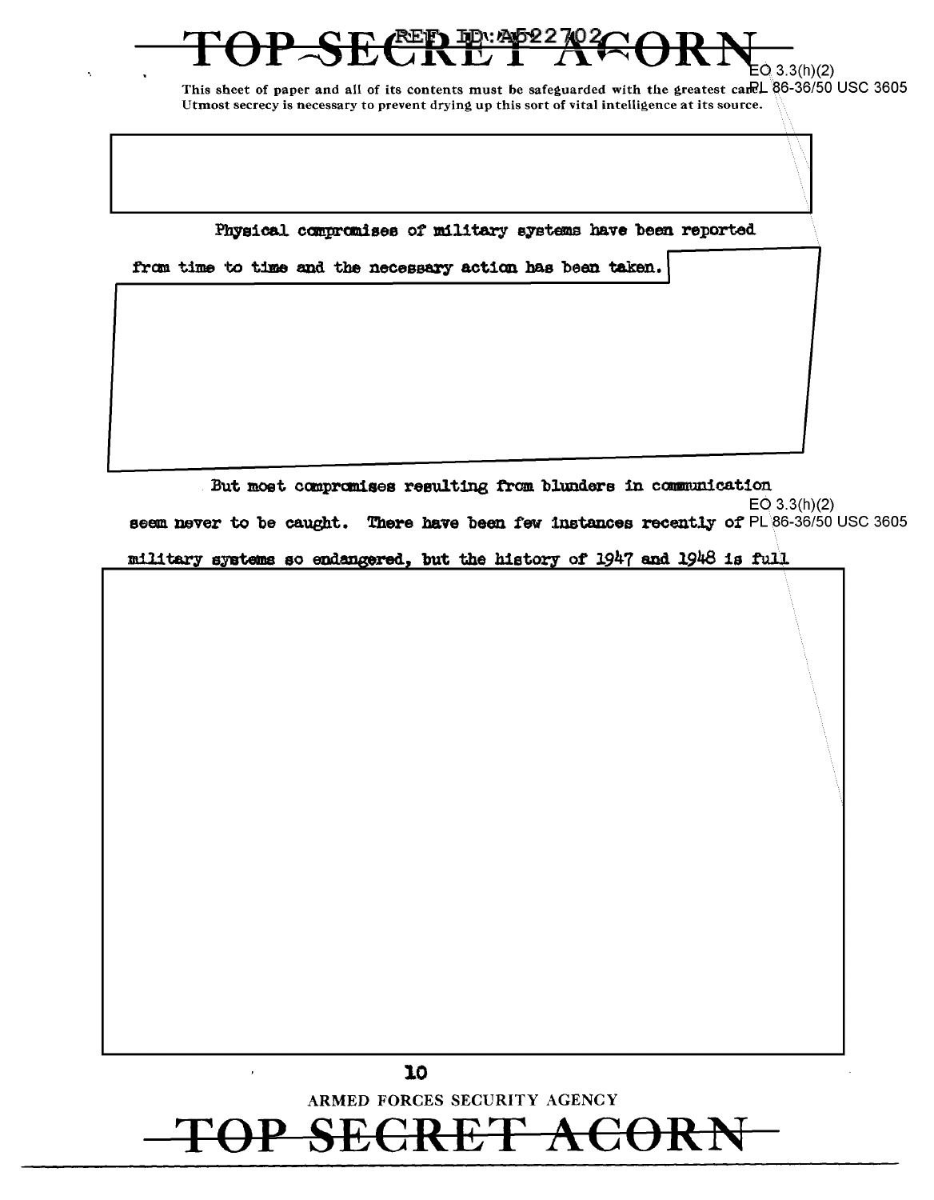This sheet of paper and all of its contents must be safeguarded with the greatest care. Utmost secrecy is necessary to prevent drying up this sort of vital intelligence at its source.

Physical compromises of military systems have been reported from time to time and the necessary action has been taken.

But most compromises resulting from blunders in communication seem never to be caught. There have been few instances recently of military systems so endangered, but the history of 1947 and 1948 is full

ARMED FORCES SECURITY AGENCY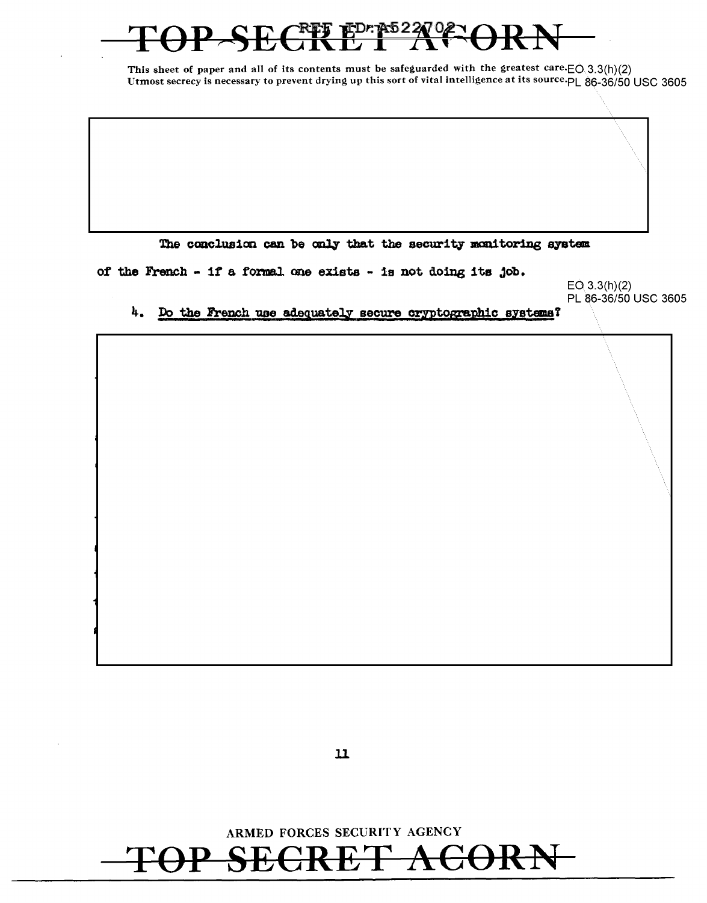This sheet of paper and all of its contents must be safeguarded with the greatest care. EO 3.3(h)(2)
Utmost secrecy is necessary to prevent drying up this sort of vital intelligence at its source. PL 86-36/50 USC 3605

The conclusion can be only that the security monitoring system of the French - if a formal one exists - is not doing its job.

EO 3.3(h)(2)
PL 86-36/50 USC 3605

4. Do the French use adequately secure cryptographic systems?

ARMED FORCES SECURITY AGENCY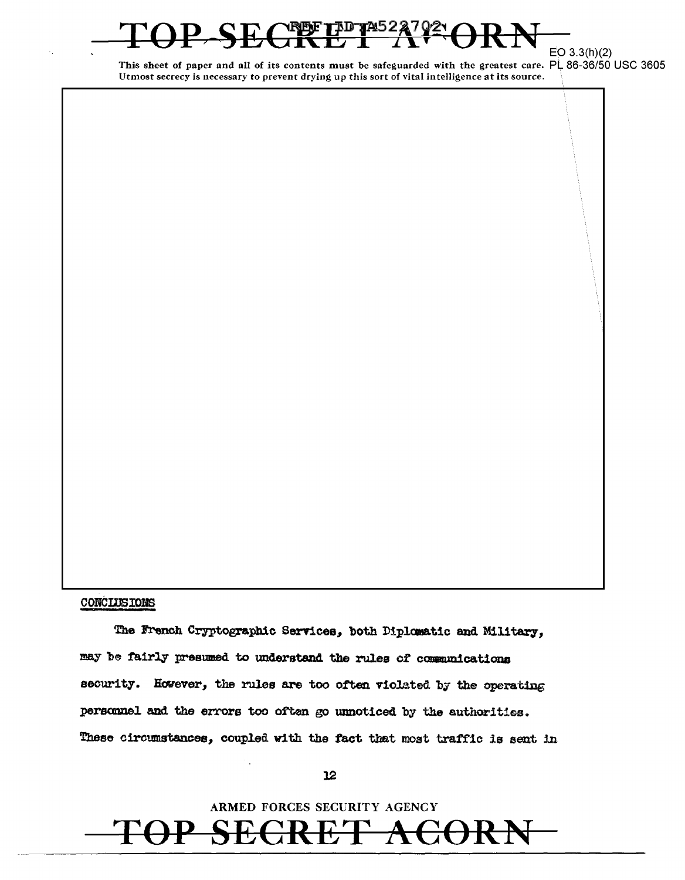## CONCLUSIONS

The French Cryptographic Services, both Diplomatic and Military, may be fairly presumed to understand the rules of communications security. However, the rules are too often violated by the operating personnel and the errors too often go unnoticed by the authorities. These circumstances, coupled with the fact that most traffic is sent in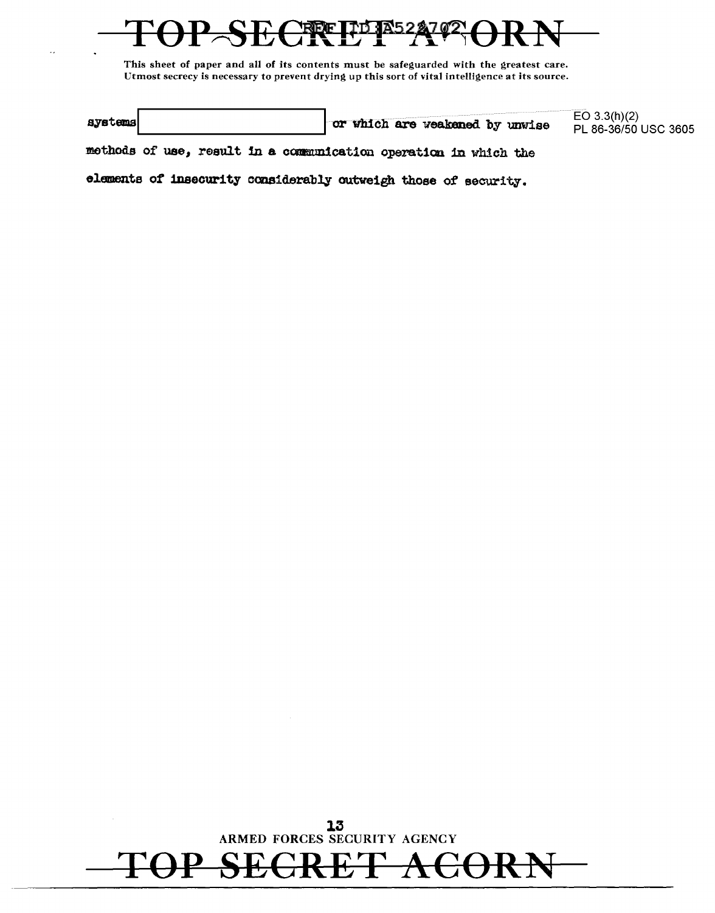systems [redacted] or which are weakened by unwise methods of use, result in a communication operation in which the elements of insecurity considerably outweigh those of security.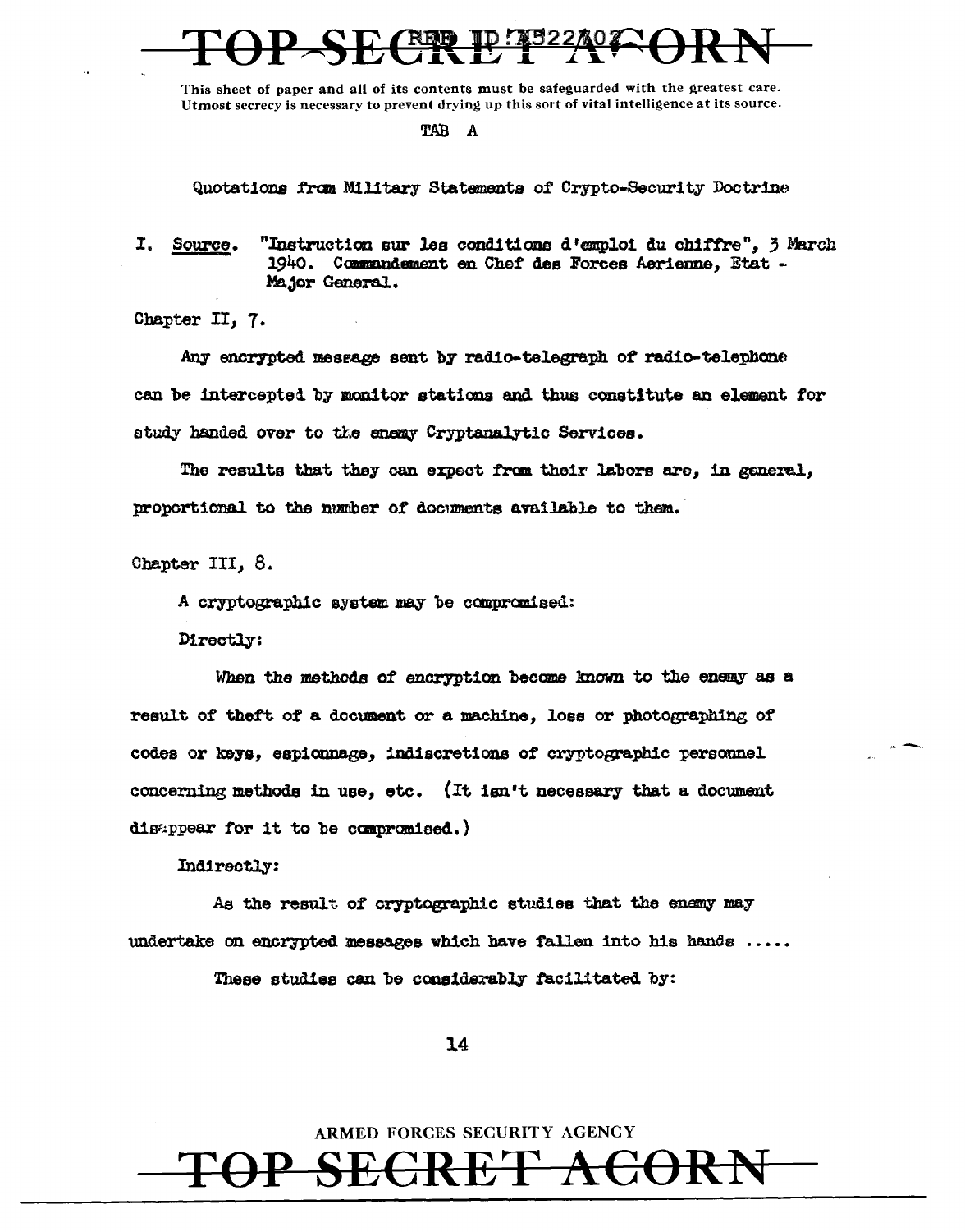This sheet of paper and all of its contents must be safeguarded with the greatest care. Utmost secrecy is necessary to prevent drying up this sort of vital intelligence at its source.

TAB A

Quotations from Military Statements of Crypto-Security Doctrine

I. Source. "Instruction sur les conditions d'emploi du chiffre", 3 March 1940. Commandement en Chef des Forces Aerienne, Etat - Major General.

Chapter II, 7.

Any encrypted message sent by radio-telegraph of radio-telephone can be intercepted by monitor stations and thus constitute an element for study handed over to the enemy Cryptanalytic Services.

The results that they can expect from their labors are, in general, proportional to the number of documents available to them.

Chapter III, 8.

A cryptographic system may be compromised:

Directly:

When the methods of encryption become known to the enemy as a result of theft of a document or a machine, loss or photographing of codes or keys, espionnage, indiscretions of cryptographic personnel concerning methods in use, etc. (It isn't necessary that a document disappear for it to be compromised.)

Indirectly:

As the result of cryptographic studies that the enemy may undertake on encrypted messages which have fallen into his hands .....

These studies can be considerably facilitated by: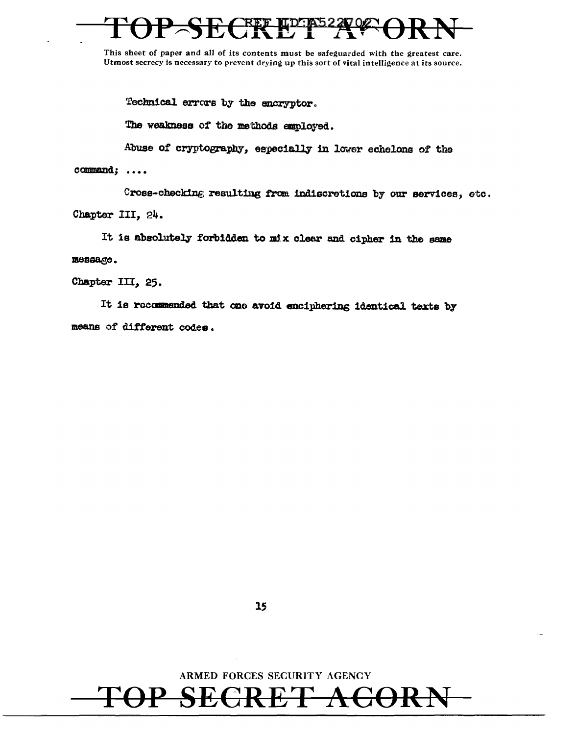Technical errors by the encryptor.

The weakness of the methods employed.

Abuse of cryptography, especially in lower echelons of the command; ....

Cross-checking resulting from indiscretions by our services, etc.

Chapter III, 24.

It is absolutely forbidden to mix clear and cipher in the same message.

Chapter III, 25.

It is recommended that one avoid enciphering identical texts by means of different codes.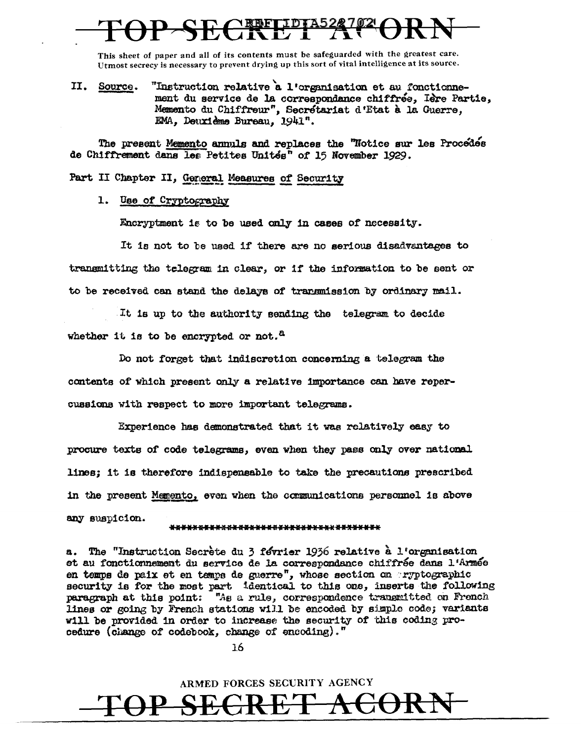This sheet of paper and all of its contents must be safeguarded with the greatest care. Utmost secrecy is necessary to prevent drying up this sort of vital intelligence at its source.

II. Source. "Instruction relative à l'organisation et au fonctionnement du service de la correspondance chiffrée, Ière Partie, Memento du Chiffreur", Secrétariat d'Etat à la Guerre, EMA, Deuxième Bureau, 1941".

The present *Memento* annuls and replaces the "Notice sur les Procédés de Chiffrement dans les Petites Unités" of 15 November 1929.

Part II Chapter II, General Measures of Security

1. Use of Cryptography

Encryptment is to be used only in cases of necessity.

It is not to be used if there are no serious disadvantages to transmitting the telegram in clear, or if the information to be sent or to be received can stand the delays of transmission by ordinary mail.

It is up to the authority sending the telegram to decide whether it is to be encrypted or not.[a]

Do not forget that indiscretion concerning a telegram the contents of which present only a relative importance can have repercussions with respect to more important telegrams.

Experience has demonstrated that it was relatively easy to procure texts of code telegrams, even when they pass only over national lines; it is therefore indispensable to take the precautions prescribed in the present *Memento*, even when the communications personnel is above any suspicion.

***********************************

a. The "Instruction Secrète du 3 février 1936 relative à l'organisation et au fonctionnement du service de la correspondance chiffrée dans l'Armée en temps de paix et en temps de guerre", whose section on cryptographic security is for the most part identical to this one, inserts the following paragraph at this point: "As a rule, correspondence transmitted on French lines or going by French stations will be encoded by simple code; variants will be provided in order to increase the security of this coding procedure (change of codebook, change of encoding)."

ARMED FORCES SECURITY AGENCY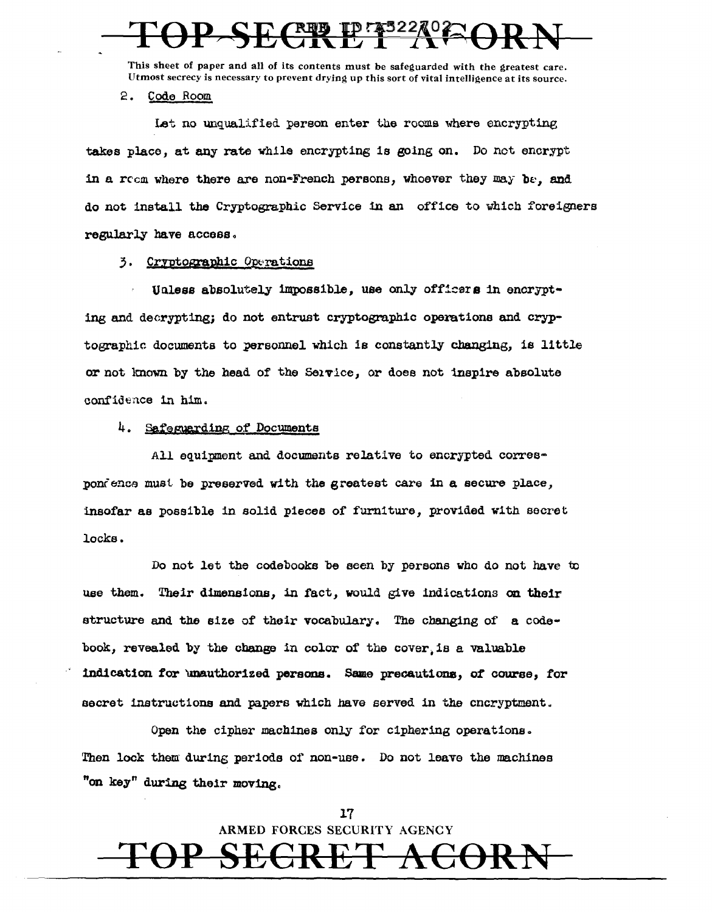This sheet of paper and all of its contents must be safeguarded with the greatest care. Utmost secrecy is necessary to prevent drying up this sort of vital intelligence at its source.

2. Code Room

Let no unqualified person enter the rooms where encrypting takes place, at any rate while encrypting is going on. Do not encrypt in a room where there are non-French persons, whoever they may be, and do not install the Cryptographic Service in an office to which foreigners regularly have access.

3. Cryptographic Operations

Unless absolutely impossible, use only officers in encrypting and decrypting; do not entrust cryptographic operations and cryptographic documents to personnel which is constantly changing, is little or not known by the head of the Service, or does not inspire absolute confidence in him.

4. Safeguarding of Documents

All equipment and documents relative to encrypted correspondence must be preserved with the greatest care in a secure place, insofar as possible in solid pieces of furniture, provided with secret locks.

Do not let the codebooks be seen by persons who do not have to use them. Their dimensions, in fact, would give indications on their structure and the size of their vocabulary. The changing of a codebook, revealed by the change in color of the cover, is a valuable indication for unauthorized persons. Same precautions, of course, for secret instructions and papers which have served in the encryptment.

Open the cipher machines only for ciphering operations. Then lock them during periods of non-use. Do not leave the machines "on key" during their moving.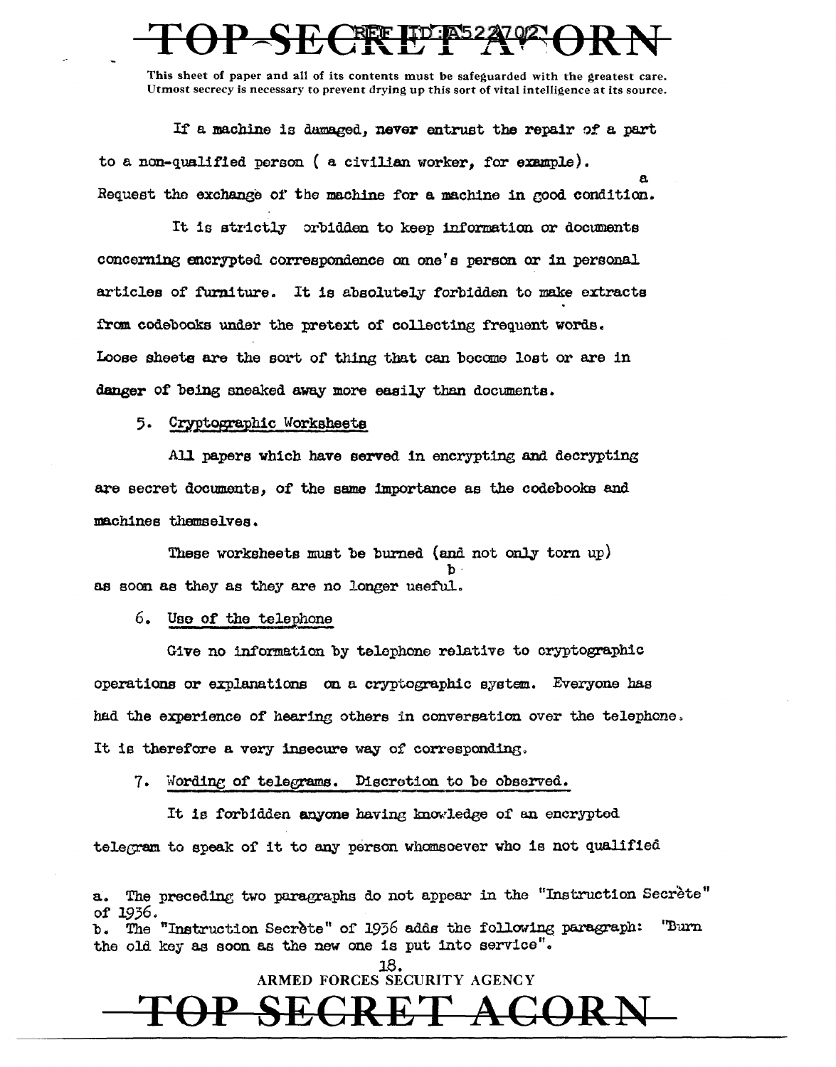This sheet of paper and all of its contents must be safeguarded with the greatest care. Utmost secrecy is necessary to prevent drying up this sort of vital intelligence at its source.

If a machine is damaged, never entrust the repair of a part to a non-qualified person ( a civilian worker, for example). Request the exchange of the machine for a machine in good condition.[a]

It is strictly orbidden to keep information or documents concerning encrypted correspondence on one's person or in personal articles of furniture. It is absolutely forbidden to make extracts from codebooks under the pretext of collecting frequent words. Loose sheets are the sort of thing that can become lost or are in danger of being sneaked away more easily than documents.

5. Cryptographic Worksheets

All papers which have served in encrypting and decrypting are secret documents, of the same importance as the codebooks and machines themselves.

These worksheets must be burned (and not only torn up) as soon as they as they are no longer useful.[b]

6. Use of the telephone

Give no information by telephone relative to cryptographic operations or explanations on a cryptographic system. Everyone has had the experience of hearing others in conversation over the telephone. It is therefore a very insecure way of corresponding.

7. Wording of telegrams. Discretion to be observed.

It is forbidden anyone having knowledge of an encrypted telegram to speak of it to any person whomsoever who is not qualified

a. The preceding two paragraphs do not appear in the "Instruction Secrète" of 1936.
b. The "Instruction Secrète" of 1936 adds the following paragraph: "Burn the old key as soon as the new one is put into service".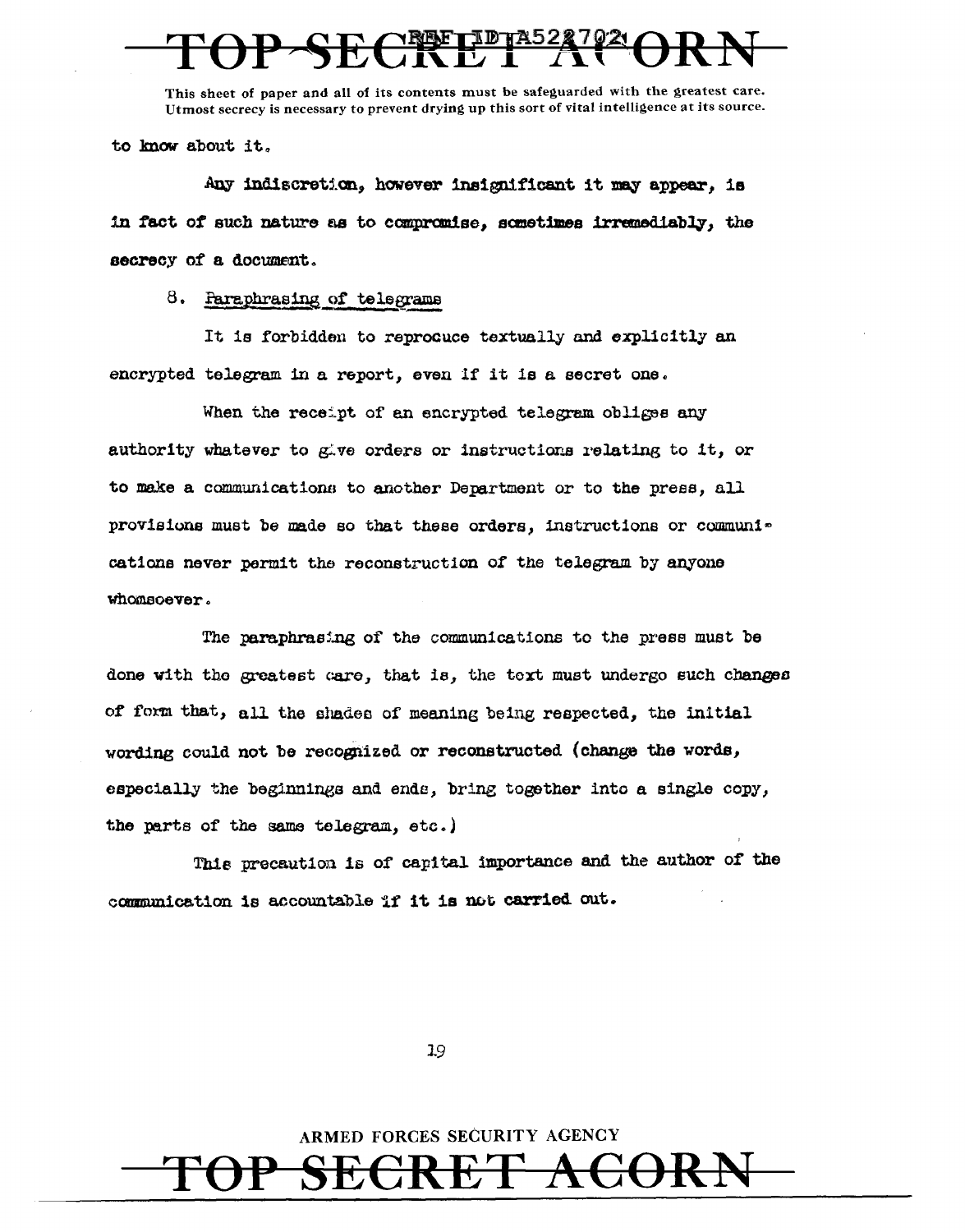to know about it.

Any indiscretion, however insignificant it may appear, is in fact of such nature as to compromise, sometimes irremediably, the secrecy of a document.

8. Paraphrasing of telegrams

It is forbidden to reprocuce textually and explicitly an encrypted telegram in a report, even if it is a secret one.

When the receipt of an encrypted telegram obliges any authority whatever to give orders or instructions relating to it, or to make a communications to another Department or to the press, all provisions must be made so that these orders, instructions or communications never permit the reconstruction of the telegram by anyone whomsoever.

The paraphrasing of the communications to the press must be done with the greatest care, that is, the text must undergo such changes of form that, all the shades of meaning being respected, the initial wording could not be recognized or reconstructed (change the words, especially the beginnings and ends, bring together into a single copy, the parts of the same telegram, etc.)

This precaution is of capital importance and the author of the communication is accountable if it is not carried out.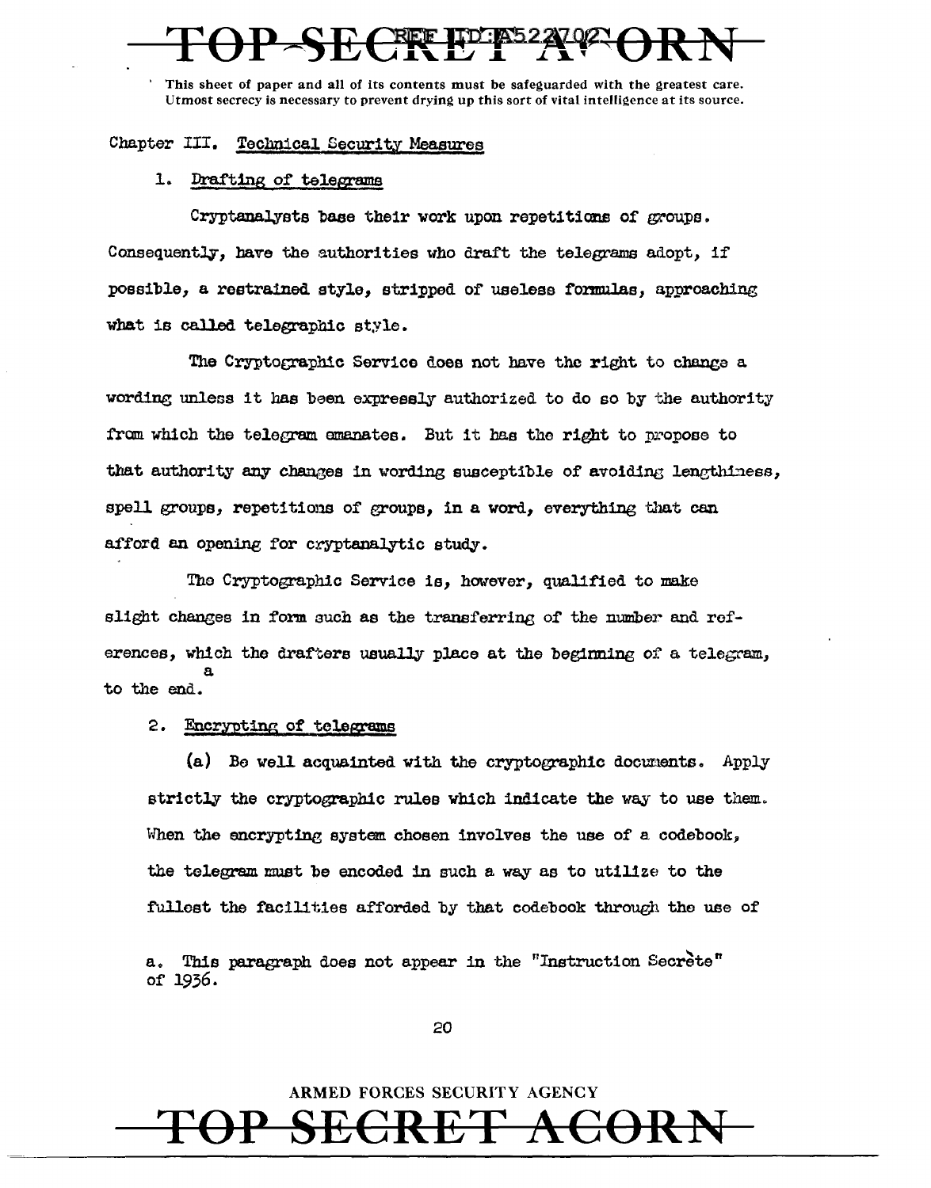This sheet of paper and all of its contents must be safeguarded with the greatest care. Utmost secrecy is necessary to prevent drying up this sort of vital intelligence at its source.

## Chapter III. Technical Security Measures

### 1. Drafting of telegrams

Cryptanalysts base their work upon repetitions of groups. Consequently, have the authorities who draft the telegrams adopt, if possible, a restrained style, stripped of useless formulas, approaching what is called telegraphic style.

The Cryptographic Service does not have the right to change a wording unless it has been expressly authorized to do so by the authority from which the telegram emanates. But it has the right to propose to that authority any changes in wording susceptible of avoiding lengthiness, spell groups, repetitions of groups, in a word, everything that can afford an opening for cryptanalytic study.

The Cryptographic Service is, however, qualified to make slight changes in form such as the transferring of the number and references, which the drafters usually place at the beginning of a telegram, to the end.[a]

### 2. Encrypting of telegrams

(a) Be well acquainted with the cryptographic documents. Apply strictly the cryptographic rules which indicate the way to use them. When the encrypting system chosen involves the use of a codebook, the telegram must be encoded in such a way as to utilize to the fullest the facilities afforded by that codebook through the use of

a. This paragraph does not appear in the "Instruction Secrète" of 1936.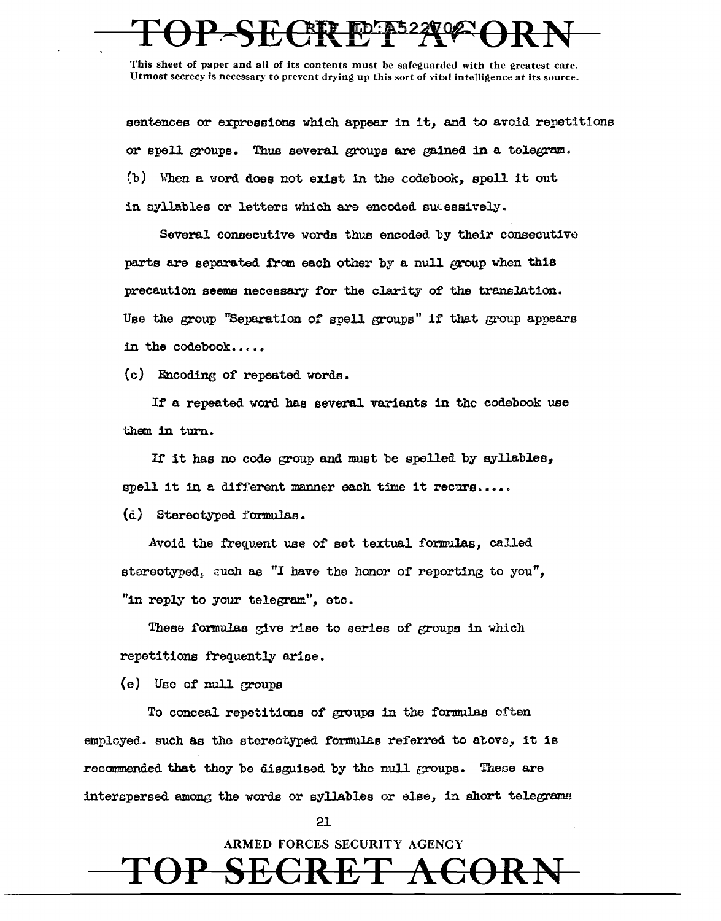sentences or expressions which appear in it, and to avoid repetitions or spell groups. Thus several groups are gained in a telegram.

(b) When a word does not exist in the codebook, spell it out in syllables or letters which are encoded successively.

Several consecutive words thus encoded by their consecutive parts are separated from each other by a null group when this precaution seems necessary for the clarity of the translation. Use the group "Separation of spell groups" if that group appears in the codebook.....

(c) Encoding of repeated words.

If a repeated word has several variants in the codebook use them in turn.

If it has no code group and must be spelled by syllables, spell it in a different manner each time it recurs.....

(d) Stereotyped formulas.

Avoid the frequent use of set textual formulas, called stereotyped, such as "I have the honor of reporting to you", "in reply to your telegram", etc.

These formulas give rise to series of groups in which repetitions frequently arise.

(e) Use of null groups

To conceal repetitions of groups in the formulas often employed. such as the stereotyped formulas referred to above, it is recommended that they be disguised by the null groups. These are interspersed among the words or syllables or else, in short telegrams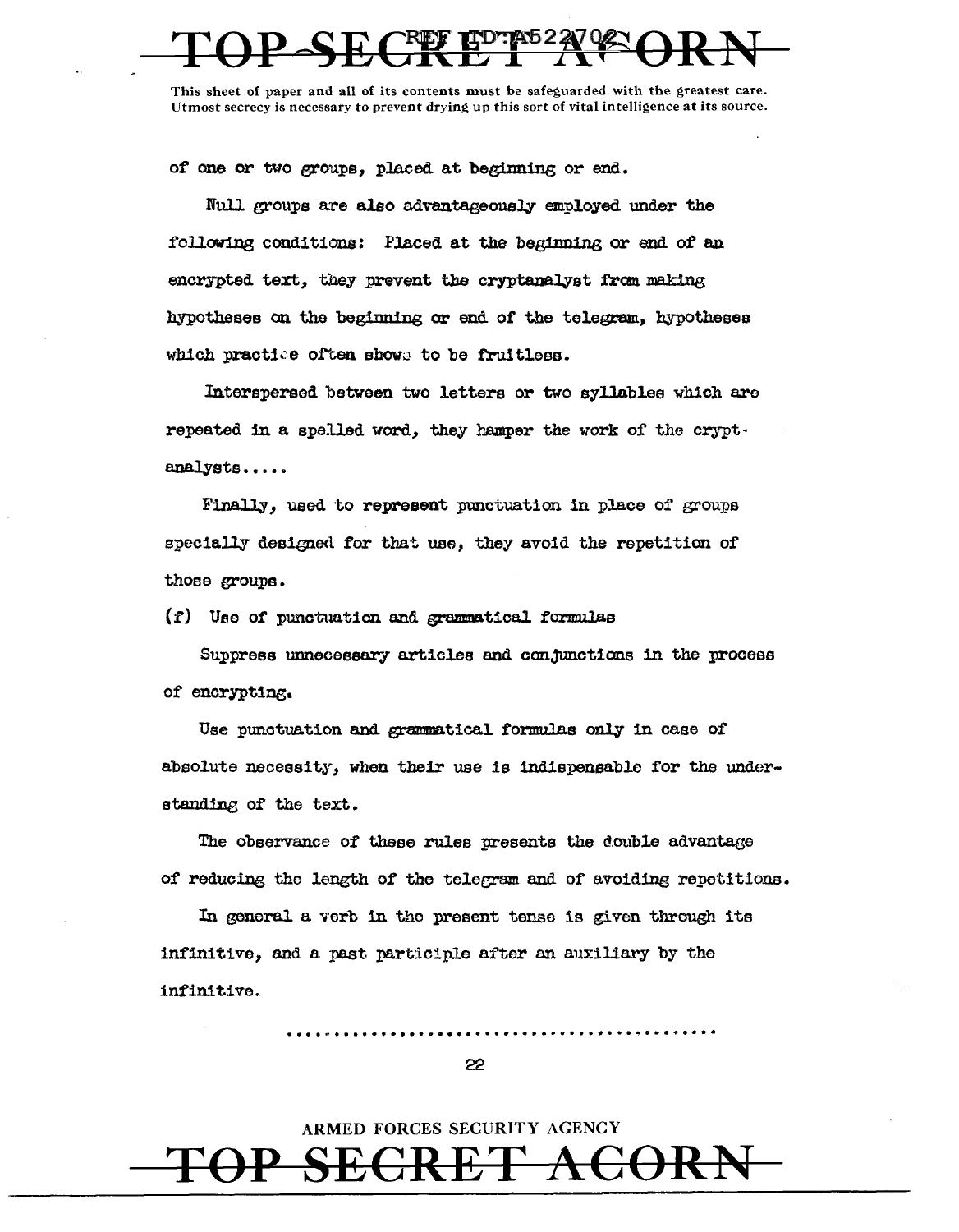of one or two groups, placed at beginning or end.

Null groups are also advantageously employed under the following conditions: Placed at the beginning or end of an encrypted text, they prevent the cryptanalyst from making hypotheses on the beginning or end of the telegram, hypotheses which practice often shows to be fruitless.

Interspersed between two letters or two syllables which are repeated in a spelled word, they hamper the work of the cryptanalysts.....

Finally, used to represent punctuation in place of groups specially designed for that use, they avoid the repetition of those groups.

(f) Use of punctuation and grammatical formulas

Suppress unnecessary articles and conjunctions in the process of encrypting.

Use punctuation and grammatical formulas only in case of absolute necessity, when their use is indispensable for the understanding of the text.

The observance of these rules presents the double advantage of reducing the length of the telegram and of avoiding repetitions.

In general a verb in the present tense is given through its infinitive, and a past participle after an auxiliary by the infinitive.

..........................................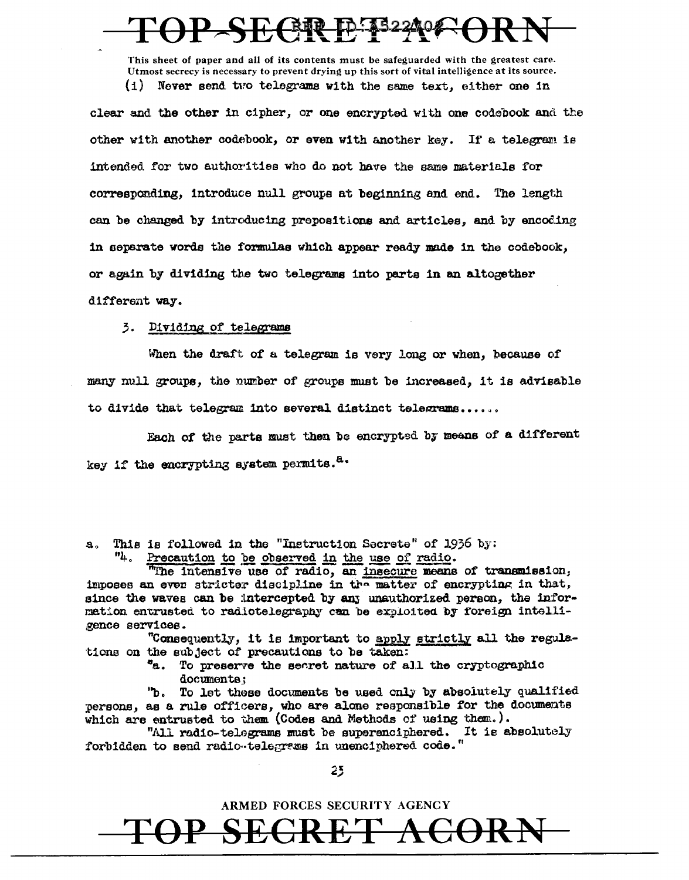This sheet of paper and all of its contents must be safeguarded with the greatest care. Utmost secrecy is necessary to prevent drying up this sort of vital intelligence at its source.

(i) Never send two telegrams with the same text, either one in clear and the other in cipher, or one encrypted with one codebook and the other with another codebook, or even with another key. If a telegram is intended for two authorities who do not have the same materials for corresponding, introduce null groups at beginning and end. The length can be changed by introducing prepositions and articles, and by encoding in separate words the formulas which appear ready made in the codebook, or again by dividing the two telegrams into parts in an altogether different way.

3. Dividing of telegrams

When the draft of a telegram is very long or when, because of many null groups, the number of groups must be increased, it is advisable to divide that telegram into several distinct telegrams......

Each of the parts must then be encrypted by means of a different key if the encrypting system permits.[a]

a. This is followed in the "Instruction Secrete" of 1936 by:

"4. Precaution to be observed in the use of radio.

"The intensive use of radio, an insecure means of transmission, imposes an even stricter discipline in the matter of encrypting in that, since the waves can be intercepted by any unauthorized person, the information entrusted to radiotelegraphy can be exploited by foreign intelligence services.

"Consequently, it is important to apply strictly all the regulations on the subject of precautions to be taken:

"a. To preserve the secret nature of all the cryptographic documents;

"b. To let these documents be used only by absolutely qualified persons, as a rule officers, who are alone responsible for the documents which are entrusted to them (Codes and Methods of using them.).

"All radio-telegrams must be superenciphered. It is absolutely forbidden to send radio-telegrams in unenciphered code."

ARMED FORCES SECURITY AGENCY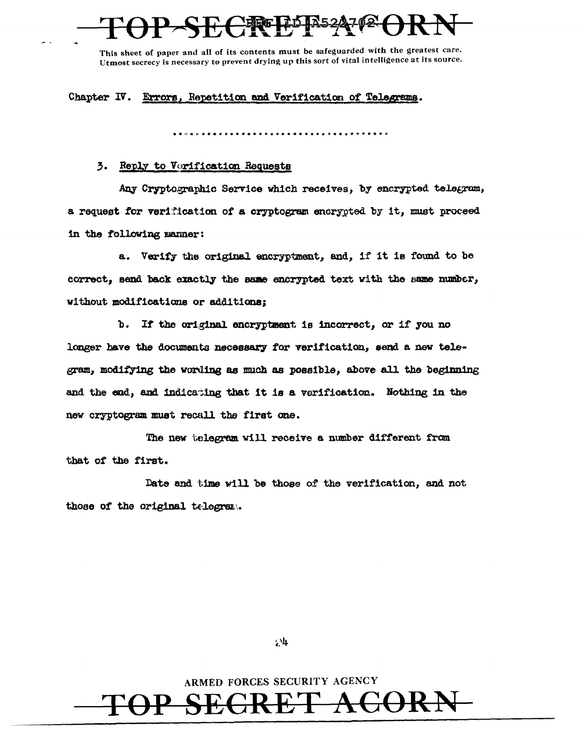This sheet of paper and all of its contents must be safeguarded with the greatest care. Utmost secrecy is necessary to prevent drying up this sort of vital intelligence at its source.

Chapter IV. Errors, Repetition and Verification of Telegrams.

.....................................

3. Reply to Verification Requests

Any Cryptographic Service which receives, by encrypted telegram, a request for verification of a cryptogram encrypted by it, must proceed in the following manner:

a. Verify the original encryptment, and, if it is found to be correct, send back exactly the same encrypted text with the same number, without modifications or additions;

b. If the original encryptment is incorrect, or if you no longer have the documents necessary for verification, send a new telegram, modifying the wording as much as possible, above all the beginning and the end, and indicating that it is a verification. Nothing in the new cryptogram must recall the first one.

The new telegram will receive a number different from that of the first.

Date and time will be those of the verification, and not those of the original telegram.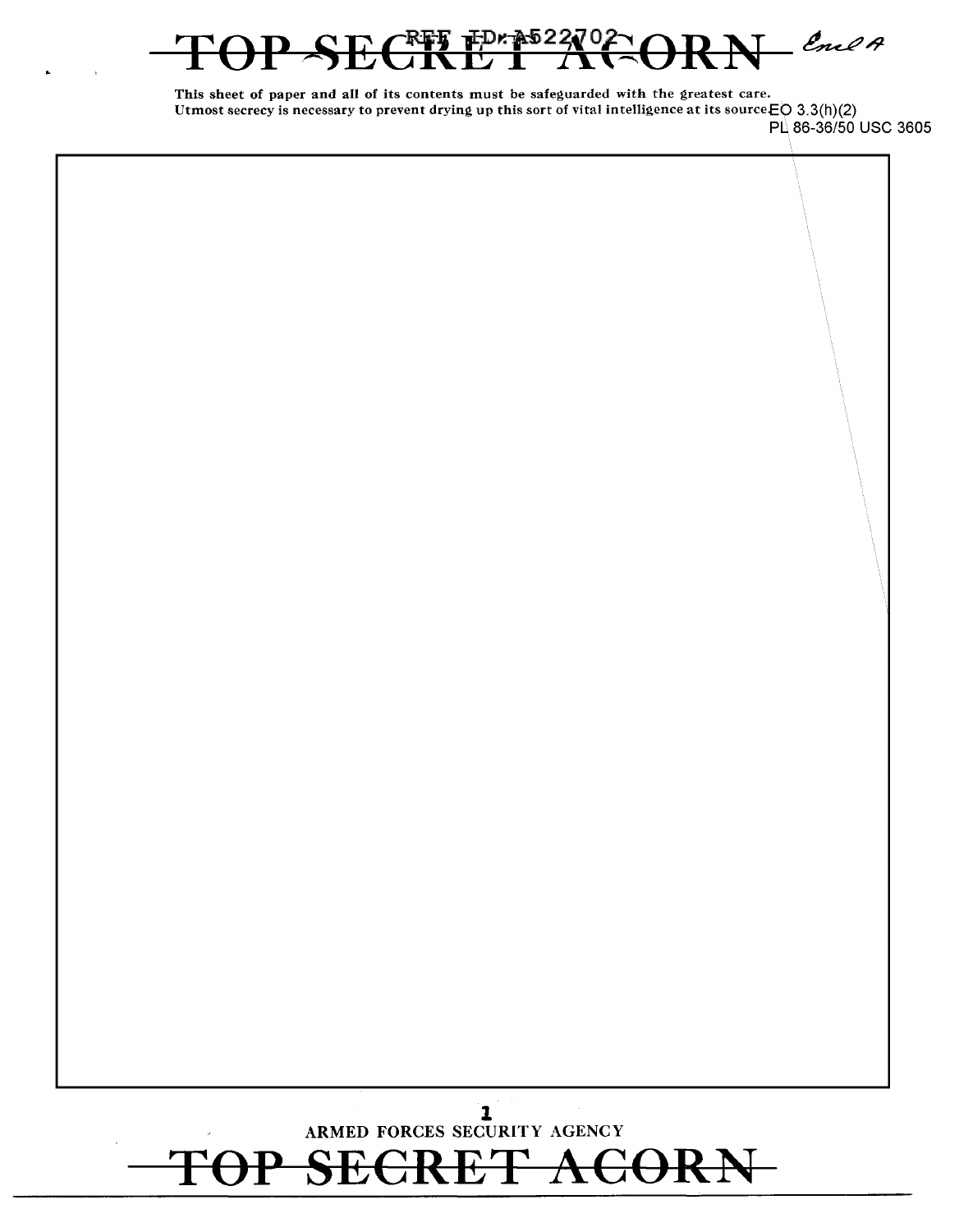TOP SECRET ACORN

REF ID:A522702

Encl A

This sheet of paper and all of its contents must be safeguarded with the greatest care.
Utmost secrecy is necessary to prevent drying up this sort of vital intelligence at its source.

EO 3.3(h)(2)
PL 86-36/50 USC 3605

ARMED FORCES SECURITY AGENCY

TOP SECRET ACORN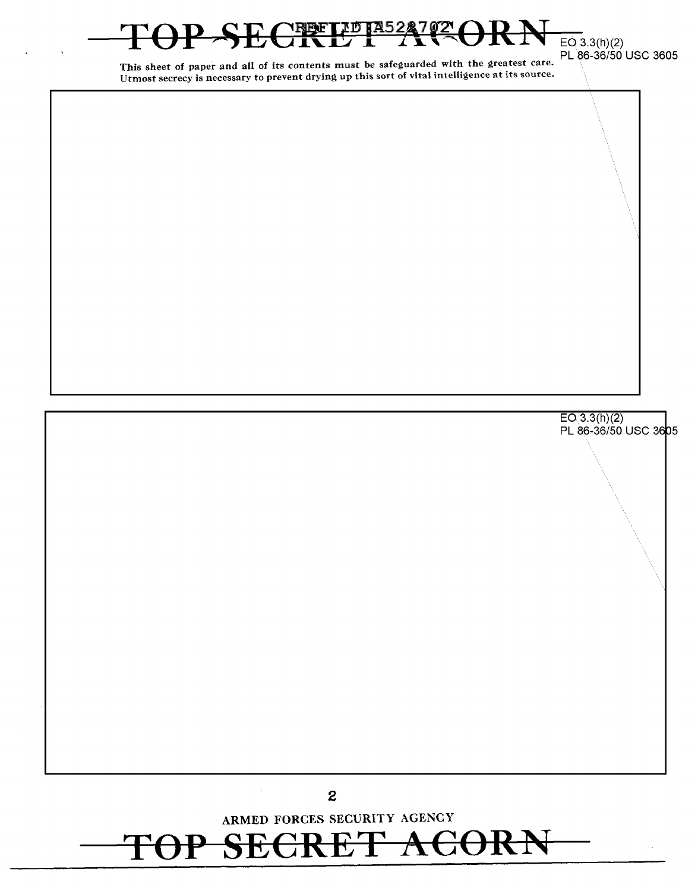This sheet of paper and all of its contents must be safeguarded with the greatest care. Utmost secrecy is necessary to prevent drying up this sort of vital intelligence at its source.

EO 3.3(h)(2)
PL 86-36/50 USC 3605

EO 3.3(h)(2)
PL 86-36/50 USC 3605

ARMED FORCES SECURITY AGENCY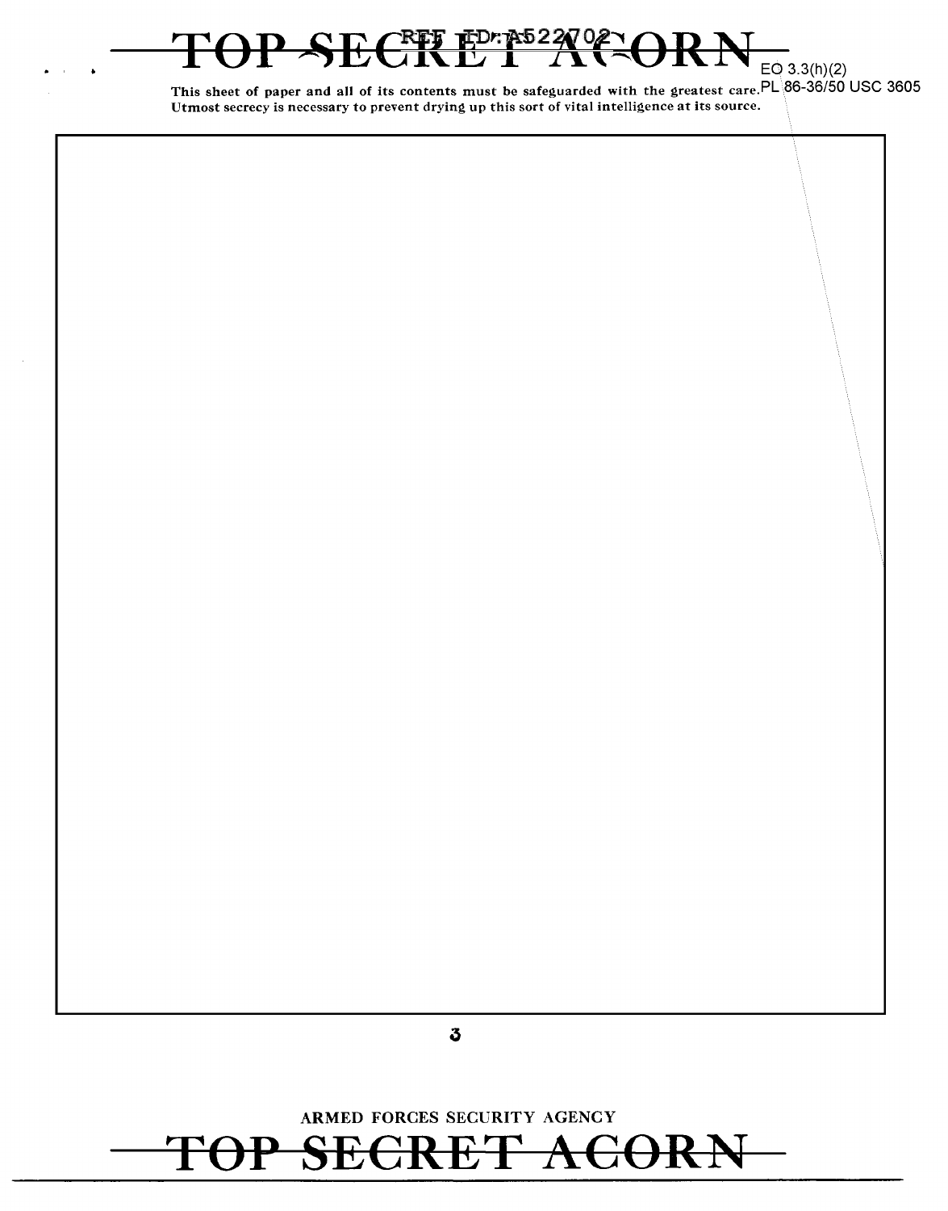This sheet of paper and all of its contents must be safeguarded with the greatest care. Utmost secrecy is necessary to prevent drying up this sort of vital intelligence at its source.

EO 3.3(h)(2)
PL 86-36/50 USC 3605

ARMED FORCES SECURITY AGENCY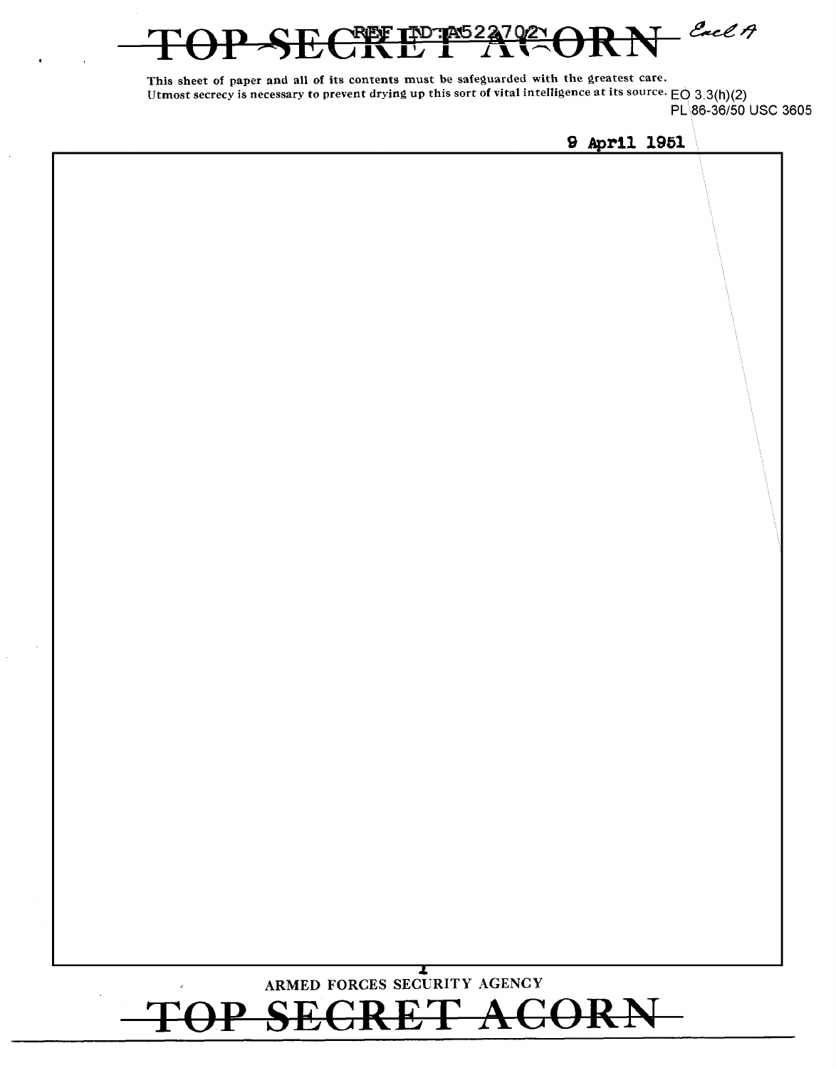This sheet of paper and all of its contents must be safeguarded with the greatest care.
Utmost secrecy is necessary to prevent drying up this sort of vital intelligence at its source. EO 3.3(h)(2)
PL 86-36/50 USC 3605

9 April 1951

ARMED FORCES SECURITY AGENCY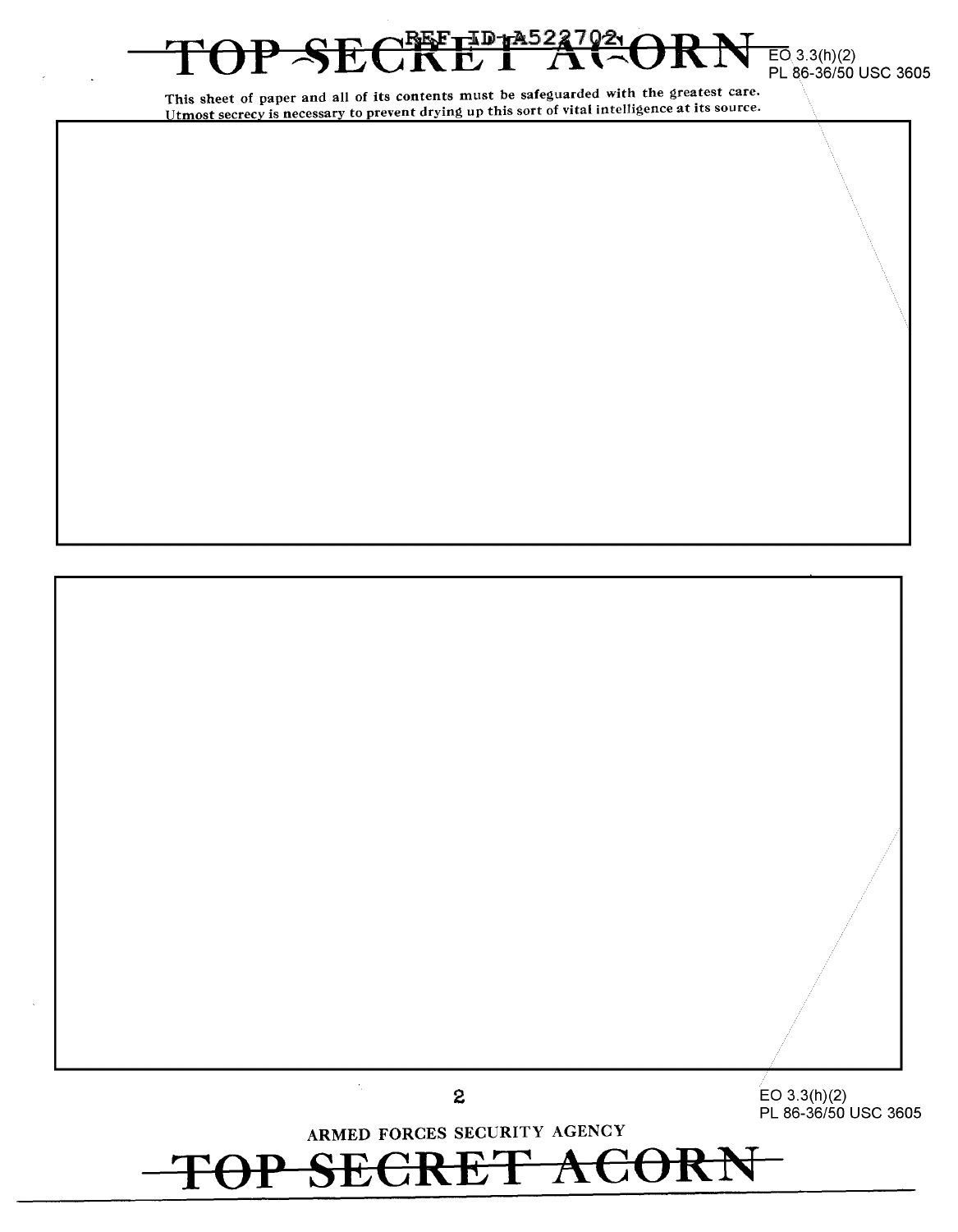EO 3.3(h)(2)
PL 86-36/50 USC 3605

This sheet of paper and all of its contents must be safeguarded with the greatest care. Utmost secrecy is necessary to prevent drying up this sort of vital intelligence at its source.

EO 3.3(h)(2)
PL 86-36/50 USC 3605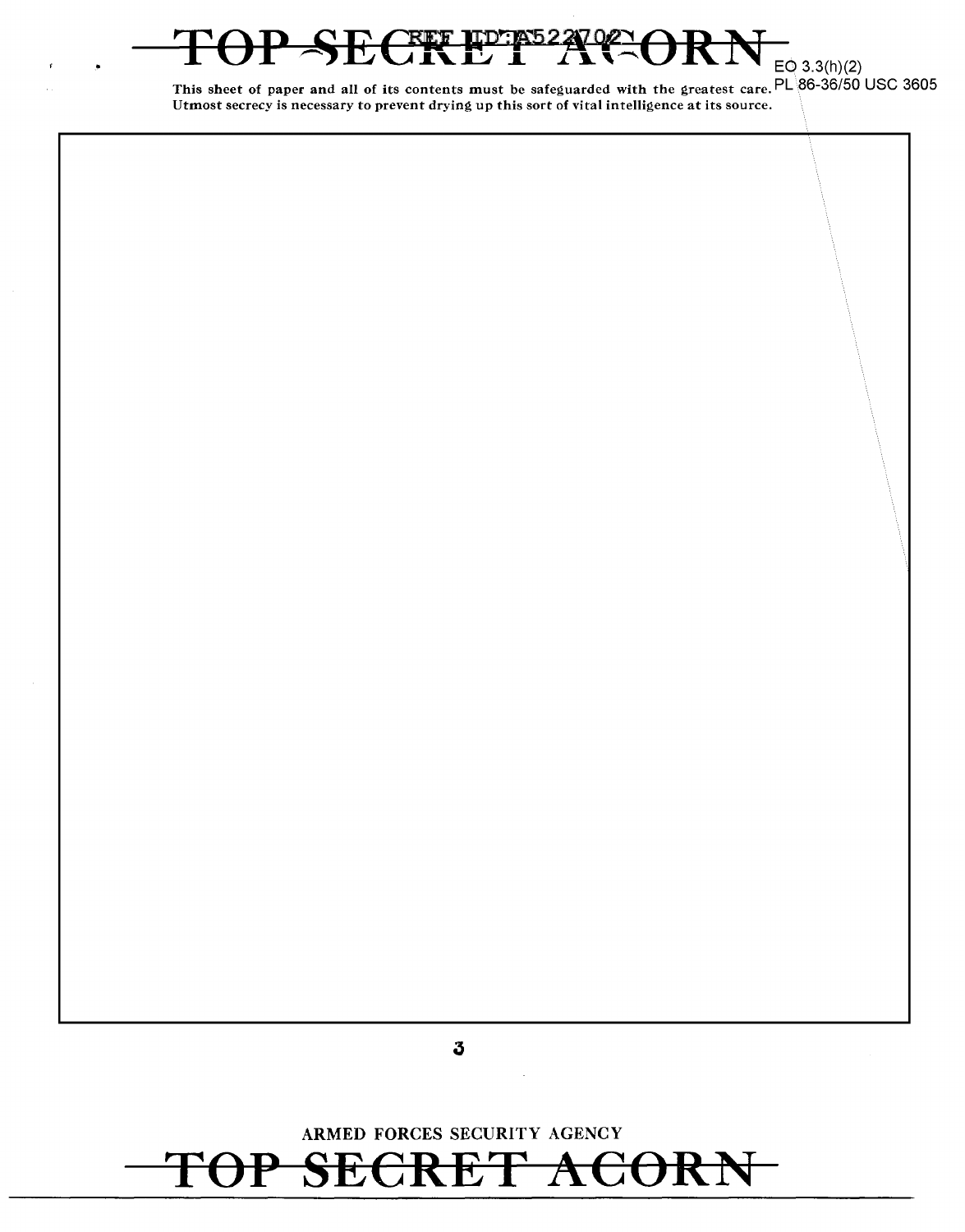# TOP SECRET ACORN

EO 3.3(h)(2)
PL 86-36/50 USC 3605

This sheet of paper and all of its contents must be safeguarded with the greatest care. Utmost secrecy is necessary to prevent drying up this sort of vital intelligence at its source.

ARMED FORCES SECURITY AGENCY

# TOP SECRET ACORN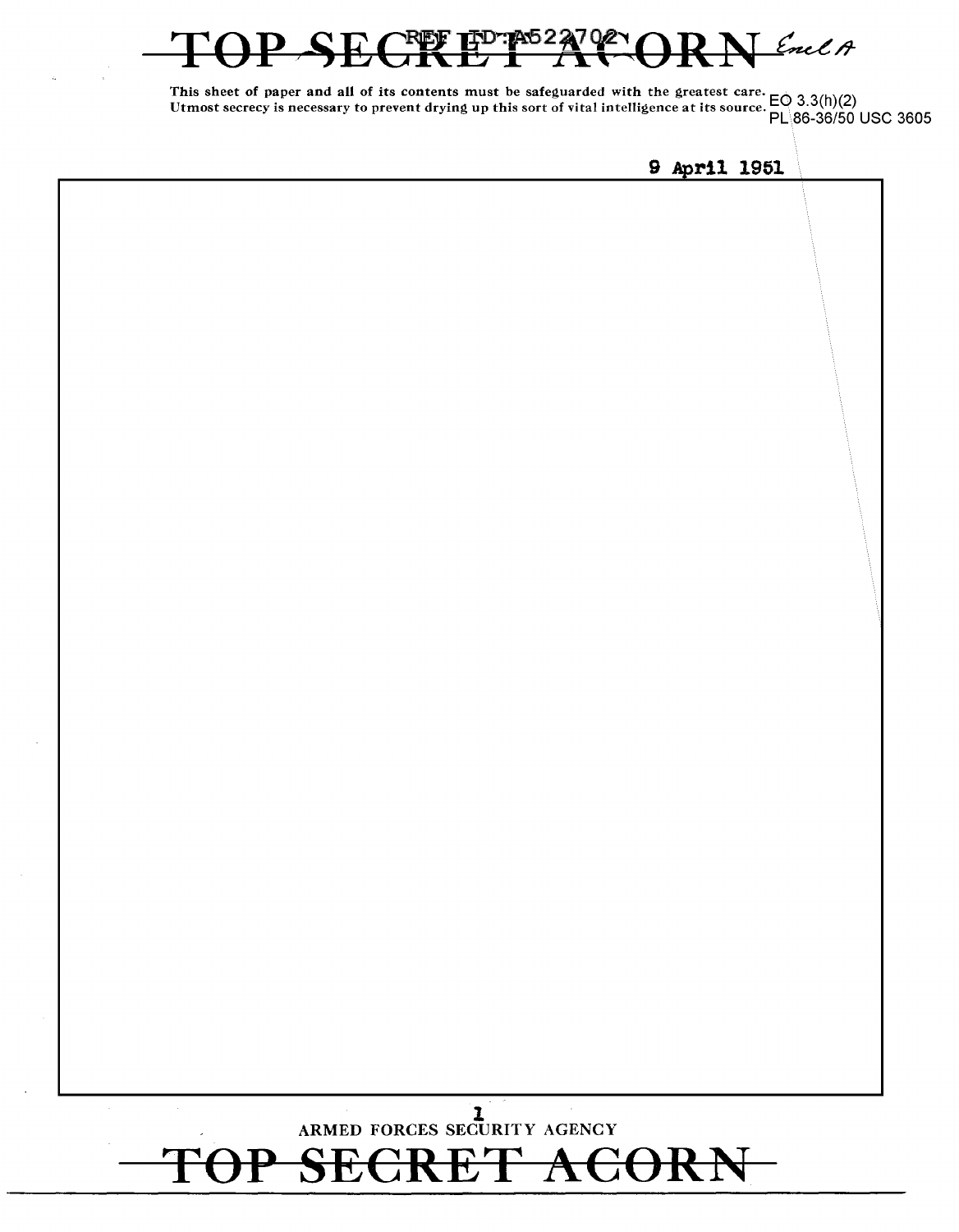This sheet of paper and all of its contents must be safeguarded with the greatest care. Utmost secrecy is necessary to prevent drying up this sort of vital intelligence at its source.

EO 3.3(h)(2)
PL 86-36/50 USC 3605

9 April 1951

ARMED FORCES SECURITY AGENCY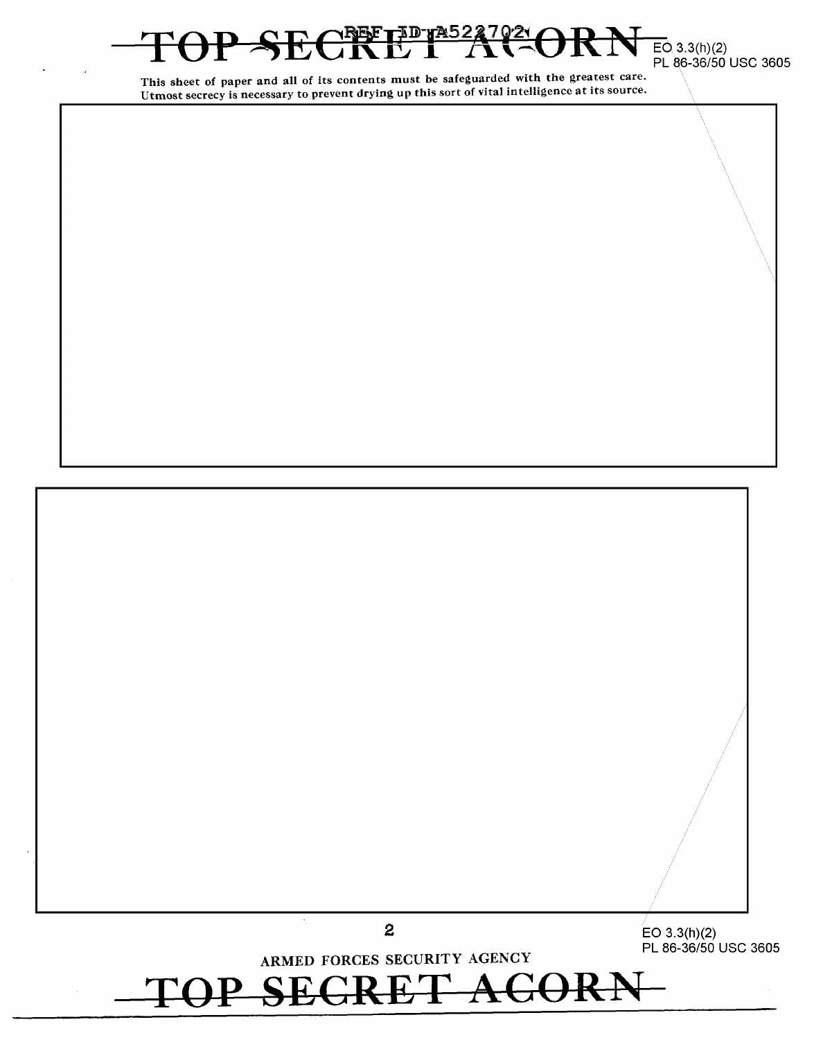TOP SECRET ACORN

EO 3.3(h)(2)
PL 86-36/50 USC 3605

This sheet of paper and all of its contents must be safeguarded with the greatest care. Utmost secrecy is necessary to prevent drying up this sort of vital intelligence at its source.

EO 3.3(h)(2)
PL 86-36/50 USC 3605

ARMED FORCES SECURITY AGENCY

TOP SECRET ACORN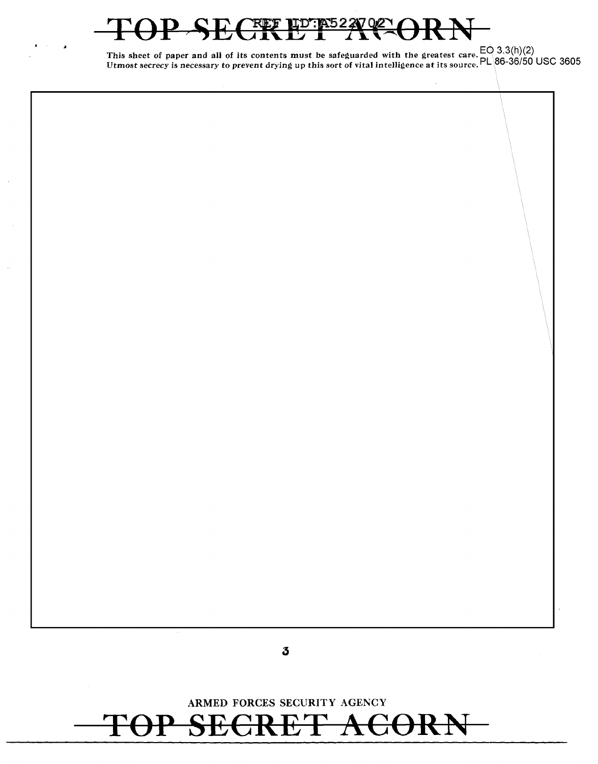This sheet of paper and all of its contents must be safeguarded with the greatest care. Utmost secrecy is necessary to prevent drying up this sort of vital intelligence at its source.

EO 3.3(h)(2)
PL 86-36/50 USC 3605

ARMED FORCES SECURITY AGENCY